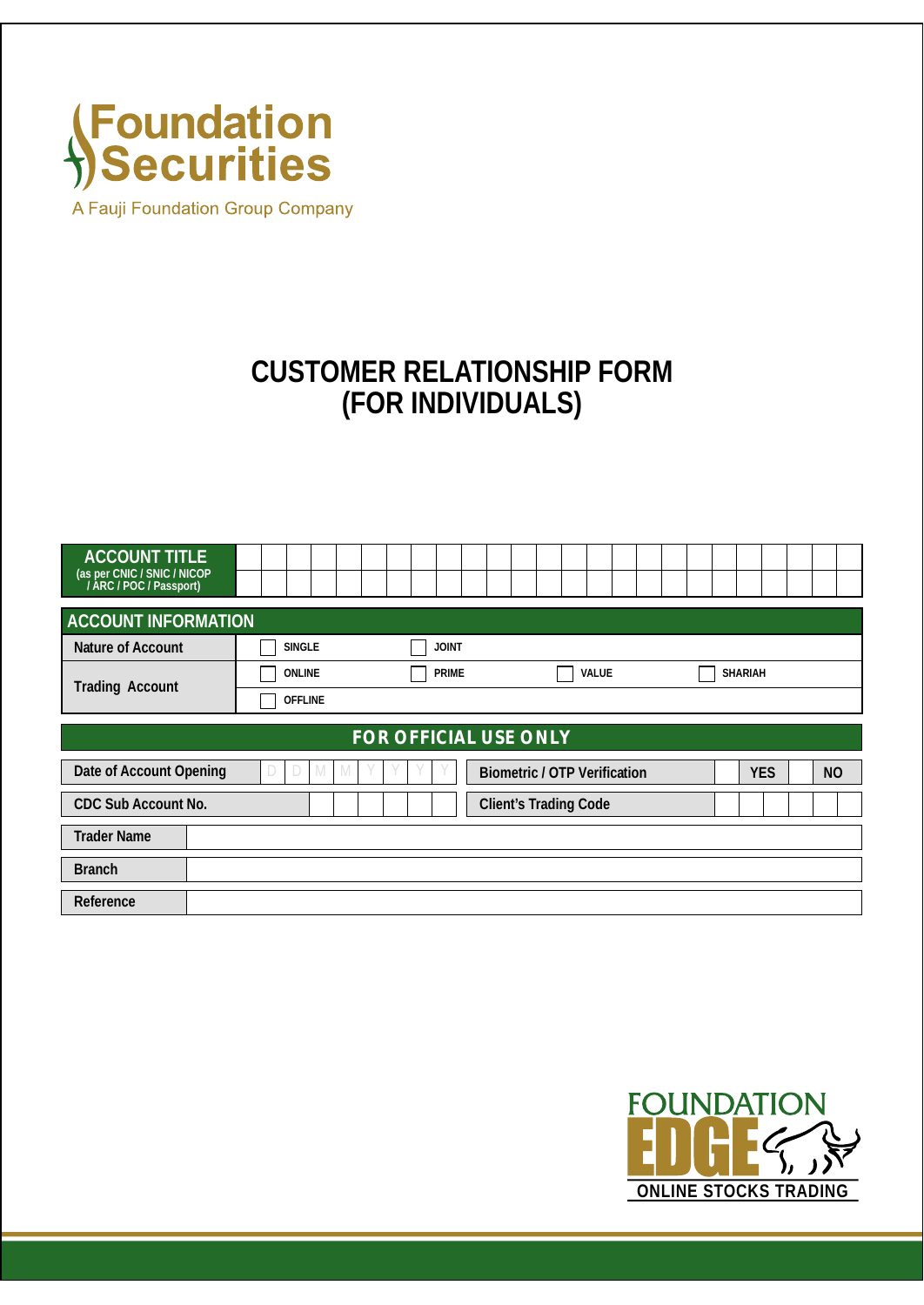Foundation Securities

A Fauji Foundation Group Company

# CUSTOMER RELATIONSHIP FORM
# (FOR INDIVIDUALS)

| ACCOUNT TITLE (as per CNIC / SNIC / NICOP / ARC / POC / Passport) | |
|---|---|
| | |

## ACCOUNT INFORMATION

| | | | | |
|---|---|---|---|---|
| Nature of Account | ☐ SINGLE | ☐ JOINT | | |
| Trading Account | ☐ ONLINE | ☐ PRIME | ☐ VALUE | ☐ SHARIAH |
| | ☐ OFFLINE | | | |

## FOR OFFICIAL USE ONLY

| | | | |
|---|---|---|---|
| Date of Account Opening | D D M M Y Y Y Y | Biometric / OTP Verification | ☐ YES ☐ NO |
| CDC Sub Account No. | | Client's Trading Code | |

| | |
|---|---|
| Trader Name | |
| Branch | |
| Reference | |

FOUNDATION EDGE

ONLINE STOCKS TRADING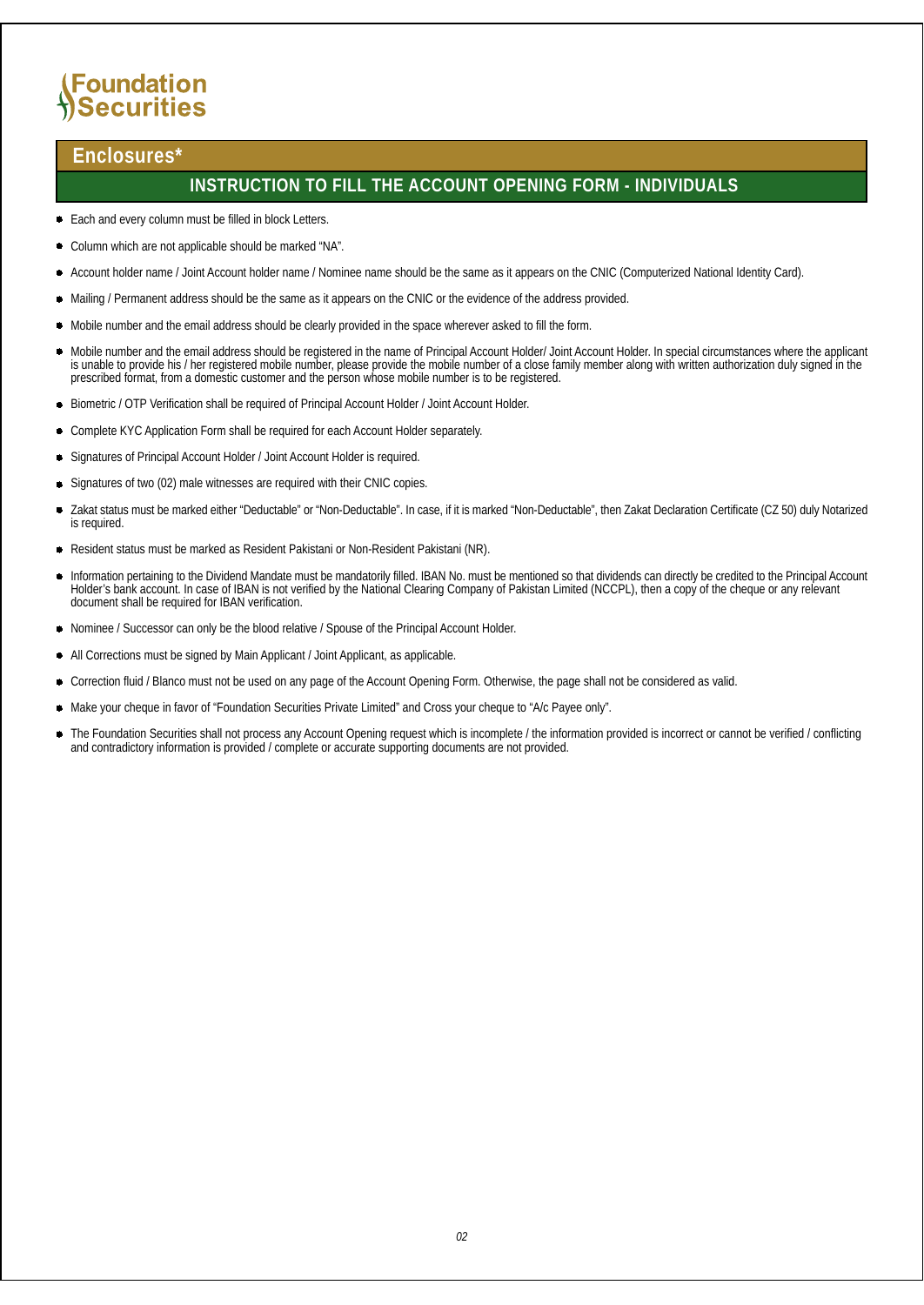Foundation Securities

## Enclosures*

## INSTRUCTION TO FILL THE ACCOUNT OPENING FORM - INDIVIDUALS

- Each and every column must be filled in block Letters.
- Column which are not applicable should be marked "NA".
- Account holder name / Joint Account holder name / Nominee name should be the same as it appears on the CNIC (Computerized National Identity Card).
- Mailing / Permanent address should be the same as it appears on the CNIC or the evidence of the address provided.
- Mobile number and the email address should be clearly provided in the space wherever asked to fill the form.
- Mobile number and the email address should be registered in the name of Principal Account Holder/ Joint Account Holder. In special circumstances where the applicant is unable to provide his / her registered mobile number, please provide the mobile number of a close family member along with written authorization duly signed in the prescribed format, from a domestic customer and the person whose mobile number is to be registered.
- Biometric / OTP Verification shall be required of Principal Account Holder / Joint Account Holder.
- Complete KYC Application Form shall be required for each Account Holder separately.
- Signatures of Principal Account Holder / Joint Account Holder is required.
- Signatures of two (02) male witnesses are required with their CNIC copies.
- Zakat status must be marked either "Deductable" or "Non-Deductable". In case, if it is marked "Non-Deductable", then Zakat Declaration Certificate (CZ 50) duly Notarized is required.
- Resident status must be marked as Resident Pakistani or Non-Resident Pakistani (NR).
- Information pertaining to the Dividend Mandate must be mandatorily filled. IBAN No. must be mentioned so that dividends can directly be credited to the Principal Account Holder's bank account. In case of IBAN is not verified by the National Clearing Company of Pakistan Limited (NCCPL), then a copy of the cheque or any relevant document shall be required for IBAN verification.
- Nominee / Successor can only be the blood relative / Spouse of the Principal Account Holder.
- All Corrections must be signed by Main Applicant / Joint Applicant, as applicable.
- Correction fluid / Blanco must not be used on any page of the Account Opening Form. Otherwise, the page shall not be considered as valid.
- Make your cheque in favor of "Foundation Securities Private Limited" and Cross your cheque to "A/c Payee only".
- The Foundation Securities shall not process any Account Opening request which is incomplete / the information provided is incorrect or cannot be verified / conflicting and contradictory information is provided / complete or accurate supporting documents are not provided.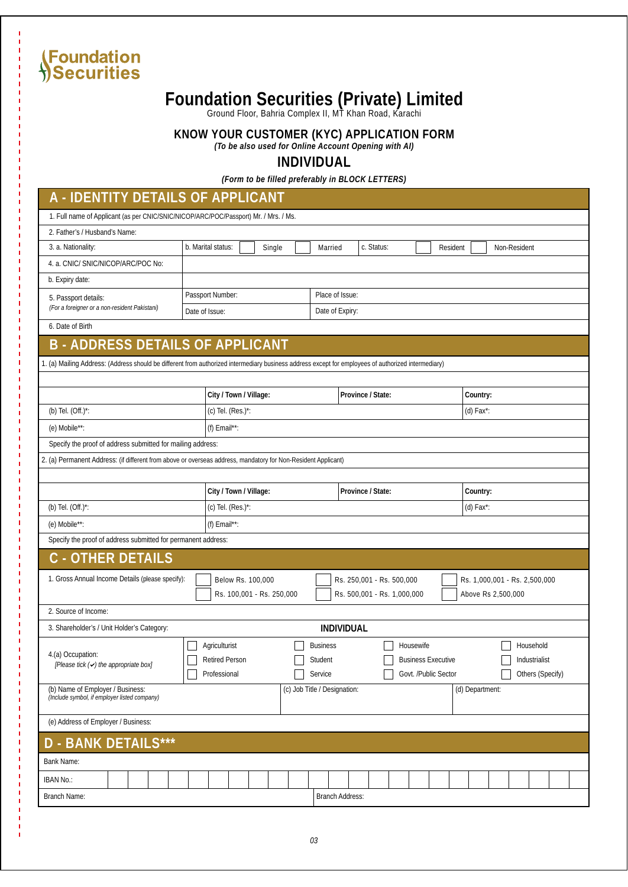Foundation Securities

# Foundation Securities (Private) Limited

Ground Floor, Bahria Complex II, MT Khan Road, Karachi

## KNOW YOUR CUSTOMER (KYC) APPLICATION FORM

*(To be also used for Online Account Opening with AI)*

## INDIVIDUAL

*(Form to be filled preferably in BLOCK LETTERS)*

## A - IDENTITY DETAILS OF APPLICANT

| | | | |
|---|---|---|---|
| 1. Full name of Applicant (as per CNIC/SNIC/NICOP/ARC/POC/Passport) Mr. / Mrs. / Ms. | | | |
| 2. Father's / Husband's Name: | | | |
| 3. a. Nationality: | b. Marital status: ☐ Single ☐ Married | c. Status: ☐ Resident ☐ Non-Resident | |
| 4. a. CNIC/ SNIC/NICOP/ARC/POC No: | | | |
| b. Expiry date: | | | |
| 5. Passport details: *(For a foreigner or a non-resident Pakistani)* | Passport Number: | Place of Issue: | |
| | Date of Issue: | Date of Expiry: | |
| 6. Date of Birth | | | |

## B - ADDRESS DETAILS OF APPLICANT

| | | | |
|---|---|---|---|
| 1. (a) Mailing Address: (Address should be different from authorized intermediary business address except for employees of authorized intermediary) | | | |
| | | | |
| | **City / Town / Village:** | **Province / State:** | **Country:** |
| (b) Tel. (Off.)*: | (c) Tel. (Res.)*: | | (d) Fax*: |
| (e) Mobile**: | (f) Email**: | | |
| Specify the proof of address submitted for mailing address: | | | |
| 2. (a) Permanent Address: (if different from above or overseas address, mandatory for Non-Resident Applicant) | | | |
| | | | |
| | **City / Town / Village:** | **Province / State:** | **Country:** |
| (b) Tel. (Off.)*: | (c) Tel. (Res.)*: | | (d) Fax*: |
| (e) Mobile**: | (f) Email**: | | |
| Specify the proof of address submitted for permanent address: | | | |

## C - OTHER DETAILS

| | | | |
|---|---|---|---|
| 1. Gross Annual Income Details (please specify): | ☐ Below Rs. 100,000 | ☐ Rs. 250,001 - Rs. 500,000 | ☐ Rs. 1,000,001 - Rs. 2,500,000 |
| | ☐ Rs. 100,001 - Rs. 250,000 | ☐ Rs. 500,001 - Rs. 1,000,000 | ☐ Above Rs 2,500,000 |
| 2. Source of Income: | | | |
| 3. Shareholder's / Unit Holder's Category: | **INDIVIDUAL** | | |

| | | | | |
|---|---|---|---|---|
| 4.(a) Occupation: *[Please tick (✓) the appropriate box]* | ☐ Agriculturist | ☐ Business | ☐ Housewife | ☐ Household |
| | ☐ Retired Person | ☐ Student | ☐ Business Executive | ☐ Industrialist |
| | ☐ Professional | ☐ Service | ☐ Govt. /Public Sector | ☐ Others (Specify) |
| (b) Name of Employer / Business: *(Include symbol, if employer listed company)* | | (c) Job Title / Designation: | | (d) Department: |
| (e) Address of Employer / Business: | | | | |

## D - BANK DETAILS***

| | |
|---|---|
| Bank Name: | |
| IBAN No.: | |
| Branch Name: | Branch Address: |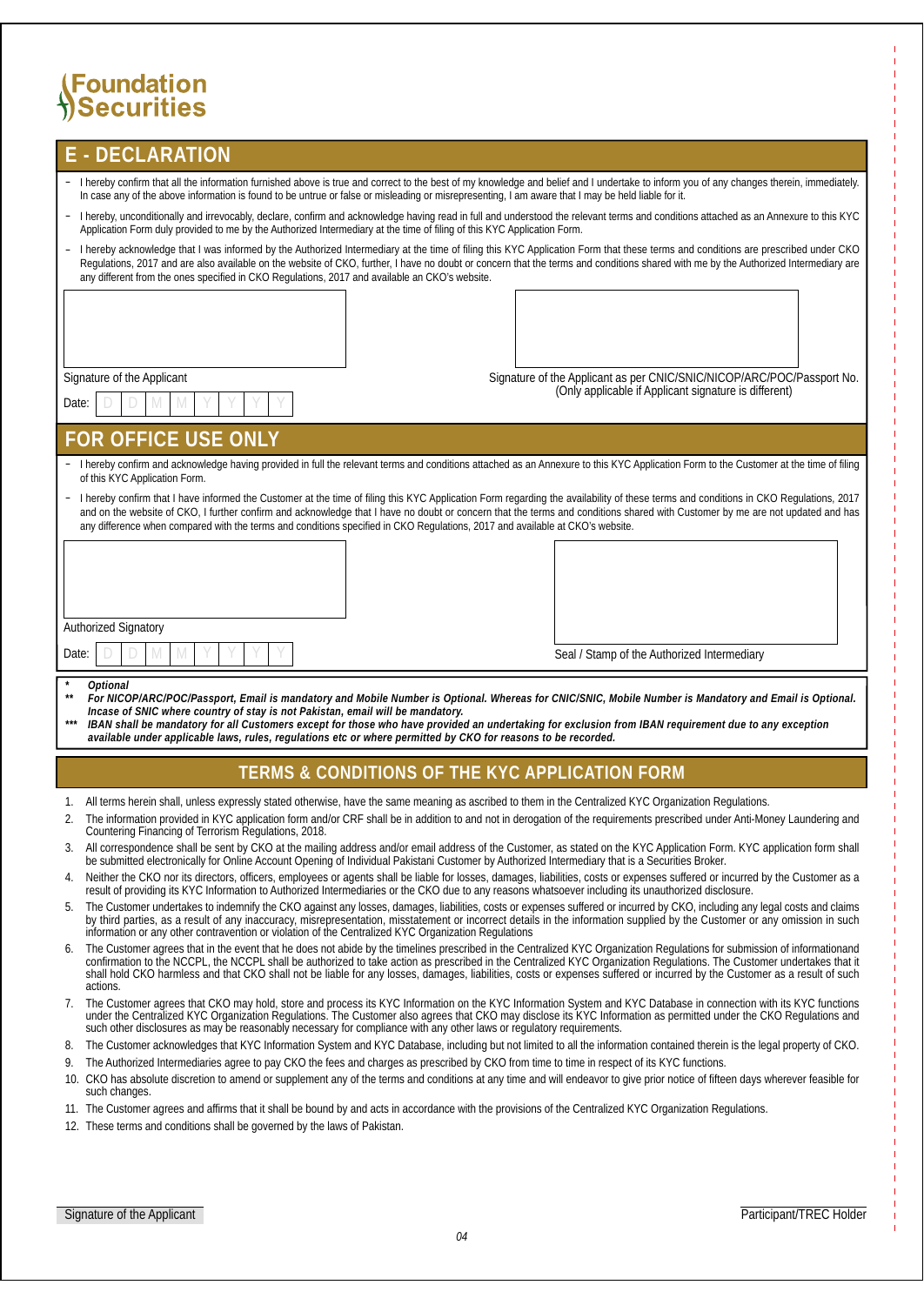Foundation Securities

## E - DECLARATION

- I hereby confirm that all the information furnished above is true and correct to the best of my knowledge and belief and I undertake to inform you of any changes therein, immediately. In case any of the above information is found to be untrue or false or misleading or misrepresenting, I am aware that I may be held liable for it.
- I hereby, unconditionally and irrevocably, declare, confirm and acknowledge having read in full and understood the relevant terms and conditions attached as an Annexure to this KYC Application Form duly provided to me by the Authorized Intermediary at the time of filing of this KYC Application Form.
- I hereby acknowledge that I was informed by the Authorized Intermediary at the time of filing this KYC Application Form that these terms and conditions are prescribed under CKO Regulations, 2017 and are also available on the website of CKO, further, I have no doubt or concern that the terms and conditions shared with me by the Authorized Intermediary are any different from the ones specified in CKO Regulations, 2017 and available an CKO's website.

Signature of the Applicant

Date: D D M M Y Y Y Y

Signature of the Applicant as per CNIC/SNIC/NICOP/ARC/POC/Passport No. (Only applicable if Applicant signature is different)

## FOR OFFICE USE ONLY

- I hereby confirm and acknowledge having provided in full the relevant terms and conditions attached as an Annexure to this KYC Application Form to the Customer at the time of filing of this KYC Application Form.
- I hereby confirm that I have informed the Customer at the time of filing this KYC Application Form regarding the availability of these terms and conditions in CKO Regulations, 2017 and on the website of CKO, I further confirm and acknowledge that I have no doubt or concern that the terms and conditions shared with Customer by me are not updated and has any difference when compared with the terms and conditions specified in CKO Regulations, 2017 and available at CKO's website.

Authorized Signatory

Date: D D M M Y Y Y Y

Seal / Stamp of the Authorized Intermediary

\* *Optional*

\*\* ***For NICOP/ARC/POC/Passport, Email is mandatory and Mobile Number is Optional. Whereas for CNIC/SNIC, Mobile Number is Mandatory and Email is Optional. Incase of SNIC where country of stay is not Pakistan, email will be mandatory.***

\*\*\* ***IBAN shall be mandatory for all Customers except for those who have provided an undertaking for exclusion from IBAN requirement due to any exception available under applicable laws, rules, regulations etc or where permitted by CKO for reasons to be recorded.***

## TERMS & CONDITIONS OF THE KYC APPLICATION FORM

1. All terms herein shall, unless expressly stated otherwise, have the same meaning as ascribed to them in the Centralized KYC Organization Regulations.
2. The information provided in KYC application form and/or CRF shall be in addition to and not in derogation of the requirements prescribed under Anti-Money Laundering and Countering Financing of Terrorism Regulations, 2018.
3. All correspondence shall be sent by CKO at the mailing address and/or email address of the Customer, as stated on the KYC Application Form. KYC application form shall be submitted electronically for Online Account Opening of Individual Pakistani Customer by Authorized Intermediary that is a Securities Broker.
4. Neither the CKO nor its directors, officers, employees or agents shall be liable for losses, damages, liabilities, costs or expenses suffered or incurred by the Customer as a result of providing its KYC Information to Authorized Intermediaries or the CKO due to any reasons whatsoever including its unauthorized disclosure.
5. The Customer undertakes to indemnify the CKO against any losses, damages, liabilities, costs or expenses suffered or incurred by CKO, including any legal costs and claims by third parties, as a result of any inaccuracy, misrepresentation, misstatement or incorrect details in the information supplied by the Customer or any omission in such information or any other contravention or violation of the Centralized KYC Organization Regulations
6. The Customer agrees that in the event that he does not abide by the timelines prescribed in the Centralized KYC Organization Regulations for submission of informationand confirmation to the NCCPL, the NCCPL shall be authorized to take action as prescribed in the Centralized KYC Organization Regulations. The Customer undertakes that it shall hold CKO harmless and that CKO shall not be liable for any losses, damages, liabilities, costs or expenses suffered or incurred by the Customer as a result of such actions.
7. The Customer agrees that CKO may hold, store and process its KYC Information on the KYC Information System and KYC Database in connection with its KYC functions under the Centralized KYC Organization Regulations. The Customer also agrees that CKO may disclose its KYC Information as permitted under the CKO Regulations and such other disclosures as may be reasonably necessary for compliance with any other laws or regulatory requirements.
8. The Customer acknowledges that KYC Information System and KYC Database, including but not limited to all the information contained therein is the legal property of CKO.
9. The Authorized Intermediaries agree to pay CKO the fees and charges as prescribed by CKO from time to time in respect of its KYC functions.
10. CKO has absolute discretion to amend or supplement any of the terms and conditions at any time and will endeavor to give prior notice of fifteen days wherever feasible for such changes.
11. The Customer agrees and affirms that it shall be bound by and acts in accordance with the provisions of the Centralized KYC Organization Regulations.
12. These terms and conditions shall be governed by the laws of Pakistan.

Signature of the Applicant

Participant/TREC Holder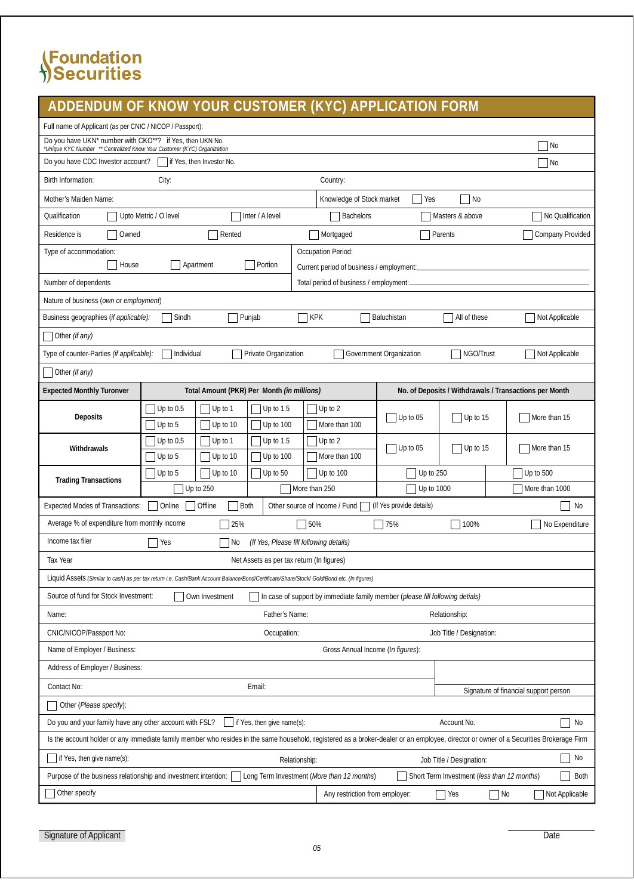Foundation Securities

# ADDENDUM OF KNOW YOUR CUSTOMER (KYC) APPLICATION FORM

Full name of Applicant (as per CNIC / NICOP / Passport):

Do you have UKN* number with CKO**? if Yes, then UKN No. ☐ No
*Unique KYC Number ** Centralized Know Your Customer (KYC) Organization

Do you have CDC Investor account? ☐ if Yes, then Investor No. ☐ No

Birth Information: City: Country:

Mother's Maiden Name: Knowledge of Stock market ☐ Yes ☐ No

Qualification ☐ Upto Metric / O level ☐ Inter / A level ☐ Bachelors ☐ Masters & above ☐ No Qualification

Residence is ☐ Owned ☐ Rented ☐ Mortgaged ☐ Parents ☐ Company Provided

Type of accommodation: ☐ House ☐ Apartment ☐ Portion

Occupation Period:
Current period of business / employment: ______________________
Total period of business / employment: ______________________

Number of dependents

Nature of business (*own or employment*)

Business geographies (*if applicable*): ☐ Sindh ☐ Punjab ☐ KPK ☐ Baluchistan ☐ All of these ☐ Not Applicable

☐ Other (*if any*)

Type of counter-Parties (*if applicable*): ☐ Individual ☐ Private Organization ☐ Government Organization ☐ NGO/Trust ☐ Not Applicable

☐ Other (*if any*)

| Expected Monthly Turonver | Total Amount (PKR) Per Month (*in millions*) | | | | No. of Deposits / Withdrawals / Transactions per Month | | |
|---|---|---|---|---|---|---|---|
| Deposits | ☐ Up to 0.5 | ☐ Up to 1 | ☐ Up to 1.5 | ☐ Up to 2 | ☐ Up to 05 | ☐ Up to 15 | ☐ More than 15 |
| | ☐ Up to 5 | ☐ Up to 10 | ☐ Up to 100 | ☐ More than 100 | | | |
| Withdrawals | ☐ Up to 0.5 | ☐ Up to 1 | ☐ Up to 1.5 | ☐ Up to 2 | ☐ Up to 05 | ☐ Up to 15 | ☐ More than 15 |
| | ☐ Up to 5 | ☐ Up to 10 | ☐ Up to 100 | ☐ More than 100 | | | |
| Trading Transactions | ☐ Up to 5 | ☐ Up to 10 | ☐ Up to 50 | ☐ Up to 100 | ☐ Up to 250 | | ☐ Up to 500 |
| | ☐ Up to 250 | | ☐ More than 250 | | ☐ Up to 1000 | | ☐ More than 1000 |

Expected Modes of Transactions: ☐ Online ☐ Offline ☐ Both — Other source of Income / Fund ☐ (If Yes provide details) ☐ No

Average % of expenditure from monthly income ☐ 25% ☐ 50% ☐ 75% ☐ 100% ☐ No Expenditure

Income tax filer ☐ Yes ☐ No (*If Yes, Please fill following details*)

Tax Year — Net Assets as per tax return (In figures)

Liquid Assets (*Similar to cash*) *as per tax return i.e. Cash/Bank Account Balance/Bond/Certificate/Share/Stock/ Gold/Bond etc. (In figures)*

Source of fund for Stock Investment: ☐ Own Investment ☐ In case of support by immediate family member (*please fill following details*)

Name: Father's Name: Relationship:

CNIC/NICOP/Passport No: Occupation: Job Title / Designation:

Name of Employer / Business: Gross Annual Income (*In figures*):

Address of Employer / Business:

Contact No: Email: Signature of financial support person

☐ Other (*Please specify*):

Do you and your family have any other account with FSL? ☐ if Yes, then give name(s): Account No. ☐ No

Is the account holder or any immediate family member who resides in the same household, registered as a broker-dealer or an employee, director or owner of a Securities Brokerage Firm

☐ if Yes, then give name(s): Relationship: Job Title / Designation: ☐ No

Purpose of the business relationship and investment intention: ☐ Long Term Investment (*More than 12 months*) ☐ Short Term Investment (*less than 12 months*) ☐ Both

☐ Other specify — Any restriction from employer: ☐ Yes ☐ No ☐ Not Applicable

Signature of Applicant — Date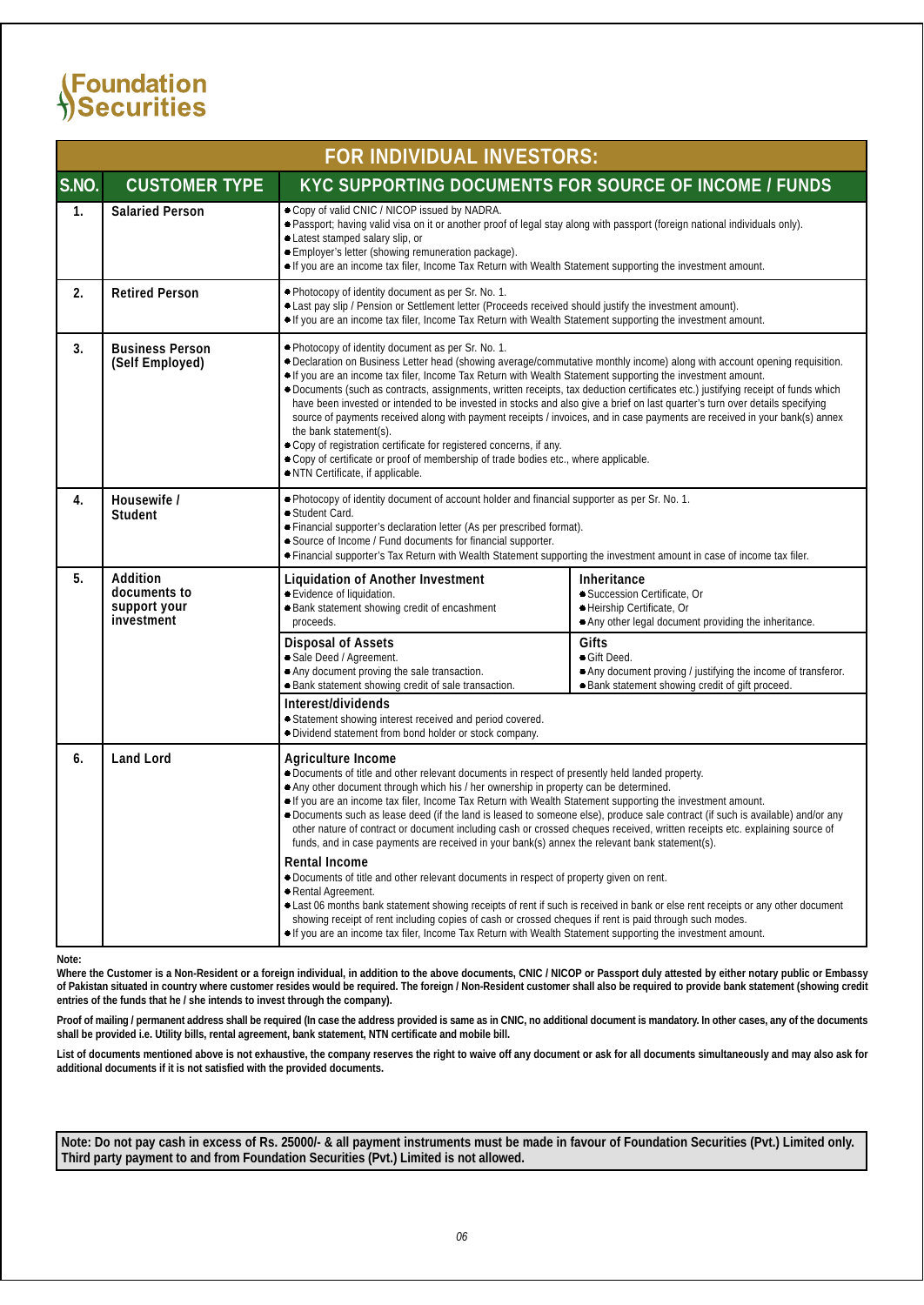# Foundation Securities

| FOR INDIVIDUAL INVESTORS: | | |
|---|---|---|
| **S.NO.** | **CUSTOMER TYPE** | **KYC SUPPORTING DOCUMENTS FOR SOURCE OF INCOME / FUNDS** |
| 1. | **Salaried Person** | • Copy of valid CNIC / NICOP issued by NADRA.<br>• Passport; having valid visa on it or another proof of legal stay along with passport (foreign national individuals only).<br>• Latest stamped salary slip, or<br>• Employer's letter (showing remuneration package).<br>• If you are an income tax filer, Income Tax Return with Wealth Statement supporting the investment amount. |
| 2. | **Retired Person** | • Photocopy of identity document as per Sr. No. 1.<br>• Last pay slip / Pension or Settlement letter (Proceeds received should justify the investment amount).<br>• If you are an income tax filer, Income Tax Return with Wealth Statement supporting the investment amount. |
| 3. | **Business Person (Self Employed)** | • Photocopy of identity document as per Sr. No. 1.<br>• Declaration on Business Letter head (showing average/commutative monthly income) along with account opening requisition.<br>• If you are an income tax filer, Income Tax Return with Wealth Statement supporting the investment amount.<br>• Documents (such as contracts, assignments, written receipts, tax deduction certificates etc.) justifying receipt of funds which have been invested or intended to be invested in stocks and also give a brief on last quarter's turn over details specifying source of payments received along with payment receipts / invoices, and in case payments are received in your bank(s) annex the bank statement(s).<br>• Copy of registration certificate for registered concerns, if any.<br>• Copy of certificate or proof of membership of trade bodies etc., where applicable.<br>• NTN Certificate, if applicable. |
| 4. | **Housewife / Student** | • Photocopy of identity document of account holder and financial supporter as per Sr. No. 1.<br>• Student Card.<br>• Financial supporter's declaration letter (As per prescribed format).<br>• Source of Income / Fund documents for financial supporter.<br>• Financial supporter's Tax Return with Wealth Statement supporting the investment amount in case of income tax filer. |
| 5. | **Addition documents to support your investment** | **Liquidation of Another Investment**<br>• Evidence of liquidation.<br>• Bank statement showing credit of encashment proceeds.<br><br>**Inheritance**<br>• Succession Certificate, Or<br>• Heirship Certificate, Or<br>• Any other legal document providing the inheritance.<br><br>**Disposal of Assets**<br>• Sale Deed / Agreement.<br>• Any document proving the sale transaction.<br>• Bank statement showing credit of sale transaction.<br><br>**Gifts**<br>• Gift Deed.<br>• Any document proving / justifying the income of transferor.<br>• Bank statement showing credit of gift proceed.<br><br>**Interest/dividends**<br>• Statement showing interest received and period covered.<br>• Dividend statement from bond holder or stock company. |
| 6. | **Land Lord** | **Agriculture Income**<br>• Documents of title and other relevant documents in respect of presently held landed property.<br>• Any other document through which his / her ownership in property can be determined.<br>• If you are an income tax filer, Income Tax Return with Wealth Statement supporting the investment amount.<br>• Documents such as lease deed (if the land is leased to someone else), produce sale contract (if such is available) and/or any other nature of contract or document including cash or crossed cheques received, written receipts etc. explaining source of funds, and in case payments are received in your bank(s) annex the relevant bank statement(s).<br><br>**Rental Income**<br>• Documents of title and other relevant documents in respect of property given on rent.<br>• Rental Agreement.<br>• Last 06 months bank statement showing receipts of rent if such is received in bank or else rent receipts or any other document showing receipt of rent including copies of cash or crossed cheques if rent is paid through such modes.<br>• If you are an income tax filer, Income Tax Return with Wealth Statement supporting the investment amount. |

**Note:**

**Where the Customer is a Non-Resident or a foreign individual, in addition to the above documents, CNIC / NICOP or Passport duly attested by either notary public or Embassy of Pakistan situated in country where customer resides would be required. The foreign / Non-Resident customer shall also be required to provide bank statement (showing credit entries of the funds that he / she intends to invest through the company).**

**Proof of mailing / permanent address shall be required (In case the address provided is same as in CNIC, no additional document is mandatory. In other cases, any of the documents shall be provided i.e. Utility bills, rental agreement, bank statement, NTN certificate and mobile bill.**

**List of documents mentioned above is not exhaustive, the company reserves the right to waive off any document or ask for all documents simultaneously and may also ask for additional documents if it is not satisfied with the provided documents.**

**Note: Do not pay cash in excess of Rs. 25000/- & all payment instruments must be made in favour of Foundation Securities (Pvt.) Limited only. Third party payment to and from Foundation Securities (Pvt.) Limited is not allowed.**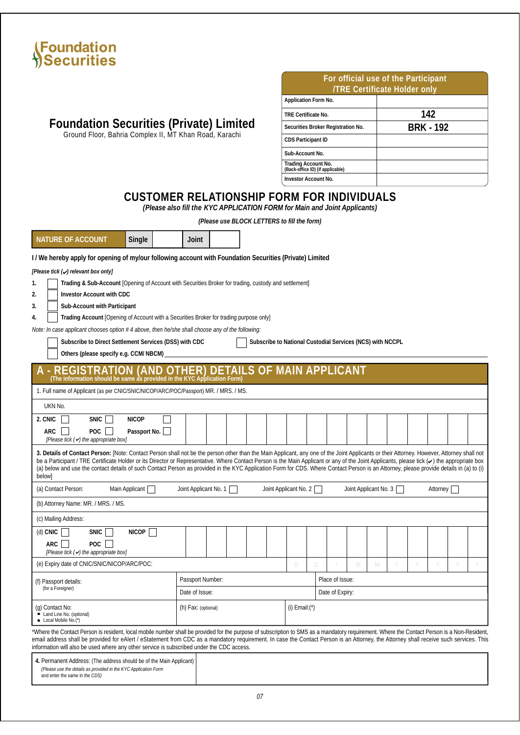Foundation Securities

# Foundation Securities (Private) Limited

Ground Floor, Bahria Complex II, MT Khan Road, Karachi

| For official use of the Participant /TRE Certificate Holder only | |
|---|---|
| Application Form No. | |
| TRE Certificate No. | **142** |
| Securities Broker Registration No. | **BRK - 192** |
| CDS Participant ID | |
| Sub-Account No. | |
| Trading Account No. (Back-office ID) (if applicable) | |
| Investor Account No. | |

# CUSTOMER RELATIONSHIP FORM FOR INDIVIDUALS

***(Please also fill the KYC APPLICATION FORM for Main and Joint Applicants)***

***(Please use BLOCK LETTERS to fill the form)***

| NATURE OF ACCOUNT | Single | | Joint | |
|---|---|---|---|---|

**I / We hereby apply for opening of my/our following account with Foundation Securities (Private) Limited**

***[Please tick (✓) relevant box only]***

1. ☐ **Trading & Sub-Account** [Opening of Account with Securities Broker for trading, custody and settlement]
2. ☐ **Investor Account with CDC**
3. ☐ **Sub-Account with Participant**
4. ☐ **Trading Account** [Opening of Account with a Securities Broker for trading purpose only]

*Note: In case applicant chooses option # 4 above, then he/she shall choose any of the following:*

☐ **Subscribe to Direct Settlement Services (DSS) with CDC** ☐ **Subscribe to National Custodial Services (NCS) with NCCPL**

☐ **Others (please specify e.g. CCM/ NBCM)** ____________________

## A - REGISTRATION (AND OTHER) DETAILS OF MAIN APPLICANT

**(The information should be same as provided in the KYC Application Form)**

1. Full name of Applicant (as per CNIC/SNIC/NICOP/ARC/POC/Passport) MR. / MRS. / MS.

UKN No.

**2. CNIC** ☐ **SNIC** ☐ **NICOP** ☐ **ARC** ☐ **POC** ☐ **Passport No.** ☐
*[Please tick (✓) the appropriate box]*

**3. Details of Contact Person:** [Note: Contact Person shall not be the person other than the Main Applicant, any one of the Joint Applicants or their Attorney. However, Attorney shall not be a Participant / TRE Certificate Holder or its Director or Representative. Where Contact Person is the Main Applicant or any of the Joint Applicants, please tick (✓) the appropriate box (a) below and use the contact details of such Contact Person as provided in the KYC Application Form for CDS. Where Contact Person is an Attorney, please provide details in (a) to (i) below]

(a) Contact Person: Main Applicant ☐ Joint Applicant No. 1 ☐ Joint Applicant No. 2 ☐ Joint Applicant No. 3 ☐ Attorney ☐

(b) Attorney Name: MR. / MRS. / MS.

(c) Mailing Address:

(d) **CNIC** ☐ **SNIC** ☐ **NICOP** ☐ **ARC** ☐ **POC** ☐
*[Please tick (✓) the appropriate box]*

(e) Expiry date of CNIC/SNIC/NICOP/ARC/POC: D D / M M / Y Y Y Y

| (f) Passport details: (for a Foreigner) | Passport Number: | Place of Issue: |
|---|---|---|
| | Date of Issue: | Date of Expiry: |

| (g) Contact No: • Land Line No. (optional) • Local Mobile No.(*) | (h) Fax: (optional) | (i) Email:(*) |
|---|---|---|

*Where the Contact Person is resident, local mobile number shall be provided for the purpose of subscription to SMS as a mandatory requirement. Where the Contact Person is a Non-Resident, email address shall be provided for eAlert / eStatement from CDC as a mandatory requirement. In case the Contact Person is an Attorney, the Attorney shall receive such services. This information will also be used where any other service is subscribed under the CDC access.

| 4. Permanent Address: (The address should be of the Main Applicant) *(Please use the details as provided in the KYC Application Form and enter the same in the CDS)* | |
|---|---|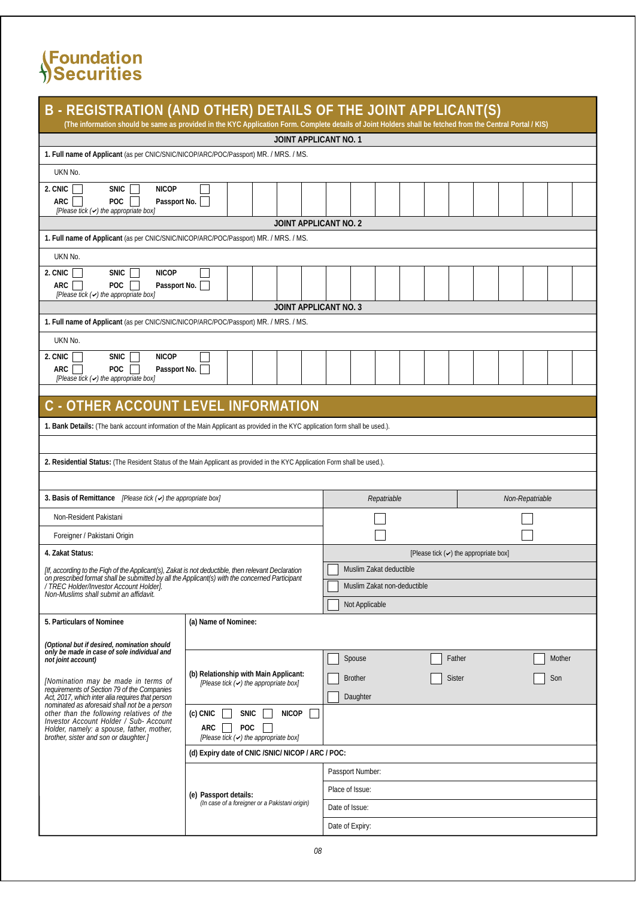Foundation Securities

## B - REGISTRATION (AND OTHER) DETAILS OF THE JOINT APPLICANT(S)

**(The information should be same as provided in the KYC Application Form. Complete details of Joint Holders shall be fetched from the Central Portal / KIS)**

### JOINT APPLICANT NO. 1

**1. Full name of Applicant** (as per CNIC/SNIC/NICOP/ARC/POC/Passport) MR. / MRS. / MS.

UKN No.

**2. CNIC** ☐ **SNIC** ☐ **NICOP** ☐ **ARC** ☐ **POC** ☐ **Passport No.** ☐
*[Please tick (✔) the appropriate box]*

### JOINT APPLICANT NO. 2

**1. Full name of Applicant** (as per CNIC/SNIC/NICOP/ARC/POC/Passport) MR. / MRS. / MS.

UKN No.

**2. CNIC** ☐ **SNIC** ☐ **NICOP** ☐ **ARC** ☐ **POC** ☐ **Passport No.** ☐
*[Please tick (✔) the appropriate box]*

### JOINT APPLICANT NO. 3

**1. Full name of Applicant** (as per CNIC/SNIC/NICOP/ARC/POC/Passport) MR. / MRS. / MS.

UKN No.

**2. CNIC** ☐ **SNIC** ☐ **NICOP** ☐ **ARC** ☐ **POC** ☐ **Passport No.** ☐
*[Please tick (✔) the appropriate box]*

## C - OTHER ACCOUNT LEVEL INFORMATION

**1. Bank Details:** (The bank account information of the Main Applicant as provided in the KYC application form shall be used.).

**2. Residential Status:** (The Resident Status of the Main Applicant as provided in the KYC Application Form shall be used.).

| **3. Basis of Remittance** *[Please tick (✔) the appropriate box]* | *Repatriable* | *Non-Repatriable* |
|---|---|---|
| Non-Resident Pakistani | ☐ | ☐ |
| Foreigner / Pakistani Origin | ☐ | ☐ |

**4. Zakat Status:** [Please tick (✔) the appropriate box]

*[If, according to the Fiqh of the Applicant(s), Zakat is not deductible, then relevant Declaration on prescribed format shall be submitted by all the Applicant(s) with the concerned Participant / TREC Holder/Investor Account Holder]. Non-Muslims shall submit an affidavit.*

- ☐ Muslim Zakat deductible
- ☐ Muslim Zakat non-deductible
- ☐ Not Applicable

**5. Particulars of Nominee**

***(Optional but if desired, nomination should only be made in case of sole individual and not joint account)***

*[Nomination may be made in terms of requirements of Section 79 of the Companies Act, 2017, which inter alia requires that person nominated as aforesaid shall not be a person other than the following relatives of the Investor Account Holder / Sub- Account Holder, namely: a spouse, father, mother, brother, sister and son or daughter.]*

**(a) Name of Nominee:**

**(b) Relationship with Main Applicant:** *[Please tick (✔) the appropriate box]*

☐ Spouse ☐ Father ☐ Mother
☐ Brother ☐ Sister ☐ Son
☐ Daughter

**(c) CNIC** ☐ **SNIC** ☐ **NICOP** ☐ **ARC** ☐ **POC** ☐
*[Please tick (✔) the appropriate box]*

**(d) Expiry date of CNIC /SNIC/ NICOP / ARC / POC:**

**(e) Passport details:** *(In case of a foreigner or a Pakistani origin)*

Passport Number:

Place of Issue:

Date of Issue:

Date of Expiry: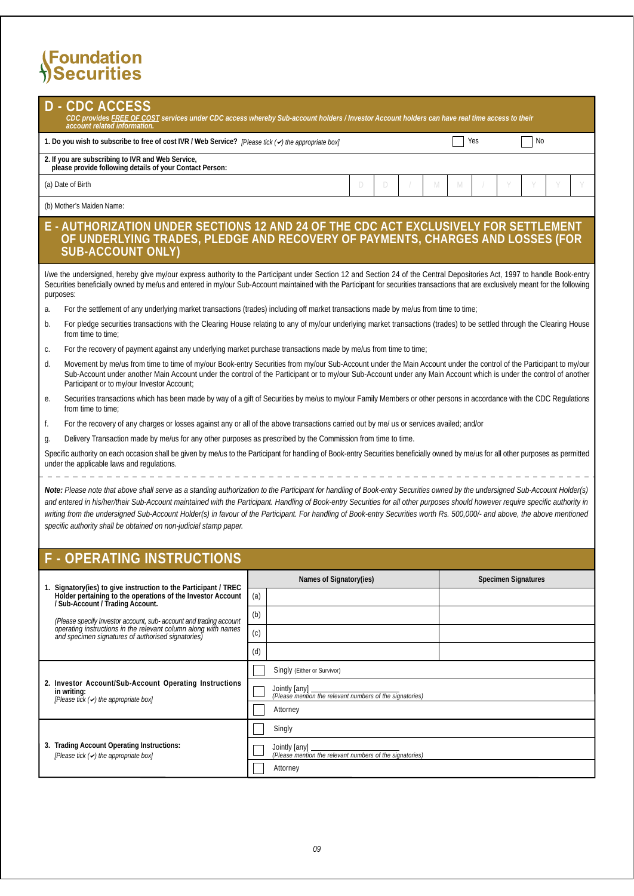Foundation Securities

## D - CDC ACCESS

*CDC provides FREE OF COST services under CDC access whereby Sub-account holders / Investor Account holders can have real time access to their account related information.*

**1. Do you wish to subscribe to free of cost IVR / Web Service?** *[Please tick (✔) the appropriate box]* ☐ Yes ☐ No

**2. If you are subscribing to IVR and Web Service, please provide following details of your Contact Person:**

(a) Date of Birth D D / M M / Y Y Y Y

(b) Mother's Maiden Name:

## E - AUTHORIZATION UNDER SECTIONS 12 AND 24 OF THE CDC ACT EXCLUSIVELY FOR SETTLEMENT OF UNDERLYING TRADES, PLEDGE AND RECOVERY OF PAYMENTS, CHARGES AND LOSSES (FOR SUB-ACCOUNT ONLY)

I/we the undersigned, hereby give my/our express authority to the Participant under Section 12 and Section 24 of the Central Depositories Act, 1997 to handle Book-entry Securities beneficially owned by me/us and entered in my/our Sub-Account maintained with the Participant for securities transactions that are exclusively meant for the following purposes:

a. For the settlement of any underlying market transactions (trades) including off market transactions made by me/us from time to time;

b. For pledge securities transactions with the Clearing House relating to any of my/our underlying market transactions (trades) to be settled through the Clearing House from time to time;

c. For the recovery of payment against any underlying market purchase transactions made by me/us from time to time;

d. Movement by me/us from time to time of my/our Book-entry Securities from my/our Sub-Account under the Main Account under the control of the Participant to my/our Sub-Account under another Main Account under the control of the Participant or to my/our Sub-Account under any Main Account which is under the control of another Participant or to my/our Investor Account;

e. Securities transactions which has been made by way of a gift of Securities by me/us to my/our Family Members or other persons in accordance with the CDC Regulations from time to time;

f. For the recovery of any charges or losses against any or all of the above transactions carried out by me/ us or services availed; and/or

g. Delivery Transaction made by me/us for any other purposes as prescribed by the Commission from time to time.

Specific authority on each occasion shall be given by me/us to the Participant for handling of Book-entry Securities beneficially owned by me/us for all other purposes as permitted under the applicable laws and regulations.

***Note:*** *Please note that above shall serve as a standing authorization to the Participant for handling of Book-entry Securities owned by the undersigned Sub-Account Holder(s) and entered in his/her/their Sub-Account maintained with the Participant. Handling of Book-entry Securities for all other purposes should however require specific authority in writing from the undersigned Sub-Account Holder(s) in favour of the Participant. For handling of Book-entry Securities worth Rs. 500,000/- and above, the above mentioned specific authority shall be obtained on non-judicial stamp paper.*

## F - OPERATING INSTRUCTIONS

| | | Names of Signatory(ies) | Specimen Signatures |
|---|---|---|---|
| **1. Signatory(ies) to give instruction to the Participant / TREC Holder pertaining to the operations of the Investor Account / Sub-Account / Trading Account.** *(Please specify Investor account, sub- account and trading account operating instructions in the relevant column along with names and specimen signatures of authorised signatories)* | (a) | | |
| | (b) | | |
| | (c) | | |
| | (d) | | |

| | |
|---|---|
| **2. Investor Account/Sub-Account Operating Instructions in writing:** *[Please tick (✔) the appropriate box]* | ☐ Singly (Either or Survivor) |
| | ☐ Jointly [any] ________ *(Please mention the relevant numbers of the signatories)* |
| | ☐ Attorney |
| **3. Trading Account Operating Instructions:** *[Please tick (✔) the appropriate box]* | ☐ Singly |
| | ☐ Jointly [any] ________ *(Please mention the relevant numbers of the signatories)* |
| | ☐ Attorney |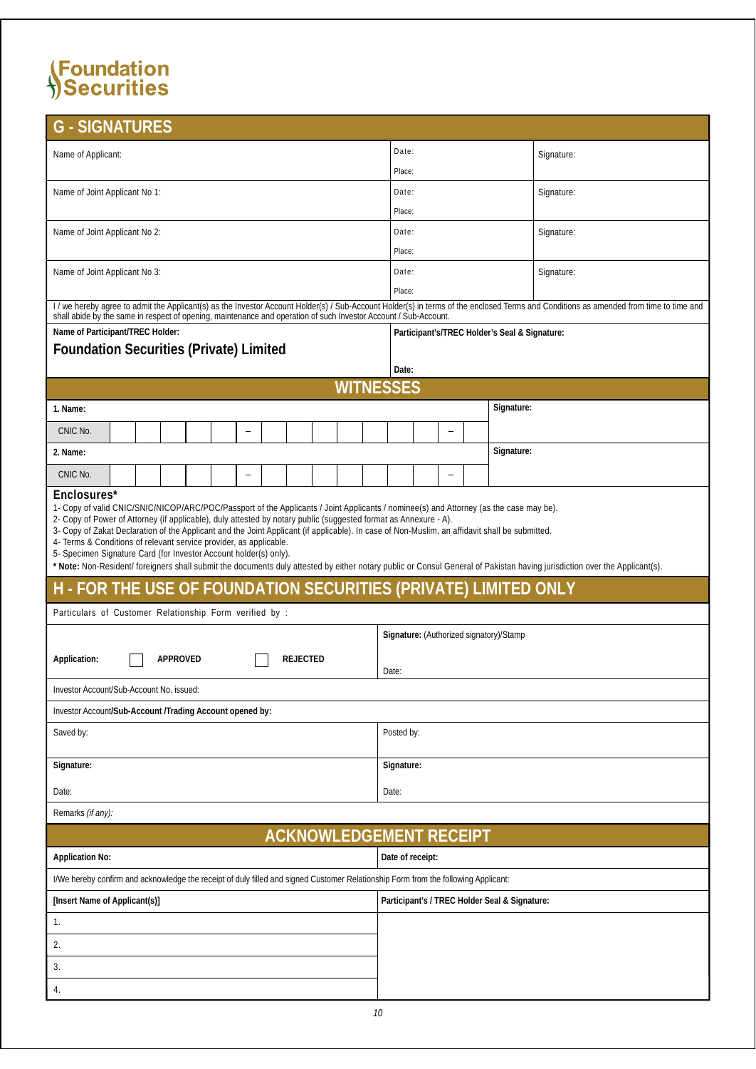Foundation Securities

## G - SIGNATURES

| Name of Applicant: | Date: Place: | Signature: |
|---|---|---|
| Name of Joint Applicant No 1: | Date: Place: | Signature: |
| Name of Joint Applicant No 2: | Date: Place: | Signature: |
| Name of Joint Applicant No 3: | Date: Place: | Signature: |

I / we hereby agree to admit the Applicant(s) as the Investor Account Holder(s) / Sub-Account Holder(s) in terms of the enclosed Terms and Conditions as amended from time to time and shall abide by the same in respect of opening, maintenance and operation of such Investor Account / Sub-Account.

| **Name of Participant/TREC Holder:** **Foundation Securities (Private) Limited** | **Participant's/TREC Holder's Seal & Signature:** **Date:** |
|---|---|

## WITNESSES

| **1. Name:** | **Signature:** |
|---|---|
| CNIC No. | – | – | |
| **2. Name:** | **Signature:** |
| CNIC No. | – | – | |

**Enclosures***

1- Copy of valid CNIC/SNIC/NICOP/ARC/POC/Passport of the Applicants / Joint Applicants / nominee(s) and Attorney (as the case may be).
2- Copy of Power of Attorney (if applicable), duly attested by notary public (suggested format as Annexure - A).
3- Copy of Zakat Declaration of the Applicant and the Joint Applicant (if applicable). In case of Non-Muslim, an affidavit shall be submitted.
4- Terms & Conditions of relevant service provider, as applicable.
5- Specimen Signature Card (for Investor Account holder(s) only).

* **Note:** Non-Resident/ foreigners shall submit the documents duly attested by either notary public or Consul General of Pakistan having jurisdiction over the Applicant(s).

## H - FOR THE USE OF FOUNDATION SECURITIES (PRIVATE) LIMITED ONLY

Particulars of Customer Relationship Form verified by :

| **Application:** ☐ **APPROVED** ☐ **REJECTED** | **Signature:** (Authorized signatory)/Stamp Date: |
|---|---|
| Investor Account/Sub-Account No. issued: | |
| Investor Account**/Sub-Account /Trading Account opened by:** | |
| Saved by: | Posted by: |
| **Signature:** Date: | **Signature:** Date: |
| Remarks *(if any)*: | |

## ACKNOWLEDGEMENT RECEIPT

| **Application No:** | **Date of receipt:** |
|---|---|
| I/We hereby confirm and acknowledge the receipt of duly filled and signed Customer Relationship Form from the following Applicant: | |
| **[Insert Name of Applicant(s)]** | **Participant's / TREC Holder Seal & Signature:** |
| 1. | |
| 2. | |
| 3. | |
| 4. | |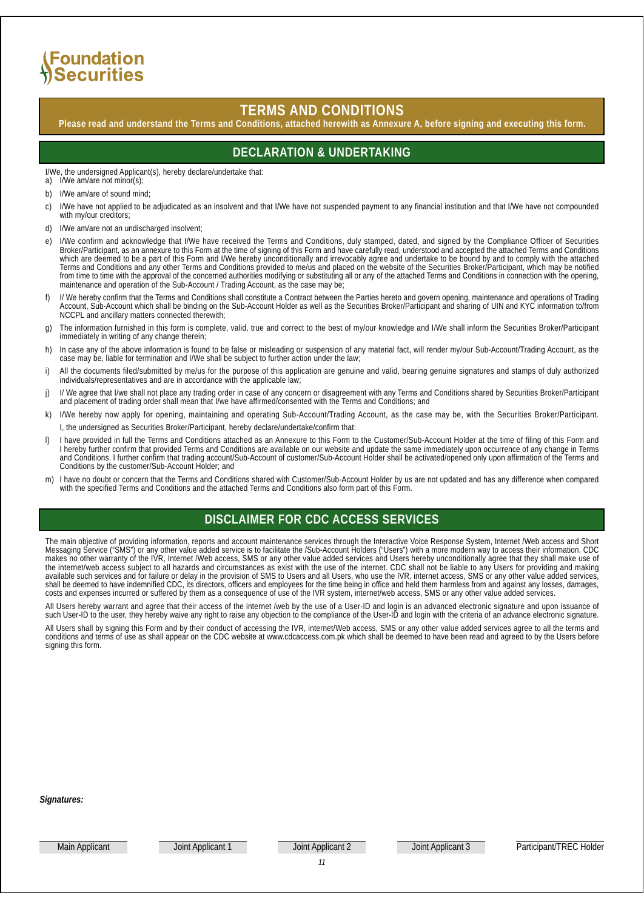Foundation Securities

# TERMS AND CONDITIONS

**Please read and understand the Terms and Conditions, attached herewith as Annexure A, before signing and executing this form.**

## DECLARATION & UNDERTAKING

I/We, the undersigned Applicant(s), hereby declare/undertake that:

a) I/We am/are not minor(s);

b) I/We am/are of sound mind;

c) I/We have not applied to be adjudicated as an insolvent and that I/We have not suspended payment to any financial institution and that I/We have not compounded with my/our creditors;

d) I/We am/are not an undischarged insolvent;

e) I/We confirm and acknowledge that I/We have received the Terms and Conditions, duly stamped, dated, and signed by the Compliance Officer of Securities Broker/Participant, as an annexure to this Form at the time of signing of this Form and have carefully read, understood and accepted the attached Terms and Conditions which are deemed to be a part of this Form and I/We hereby unconditionally and irrevocably agree and undertake to be bound by and to comply with the attached Terms and Conditions and any other Terms and Conditions provided to me/us and placed on the website of the Securities Broker/Participant, which may be notified from time to time with the approval of the concerned authorities modifying or substituting all or any of the attached Terms and Conditions in connection with the opening, maintenance and operation of the Sub-Account / Trading Account, as the case may be;

f) I/ We hereby confirm that the Terms and Conditions shall constitute a Contract between the Parties hereto and govern opening, maintenance and operations of Trading Account, Sub-Account which shall be binding on the Sub-Account Holder as well as the Securities Broker/Participant and sharing of UIN and KYC information to/from NCCPL and ancillary matters connected therewith;

g) The information furnished in this form is complete, valid, true and correct to the best of my/our knowledge and I/We shall inform the Securities Broker/Participant immediately in writing of any change therein;

h) In case any of the above information is found to be false or misleading or suspension of any material fact, will render my/our Sub-Account/Trading Account, as the case may be, liable for termination and I/We shall be subject to further action under the law;

i) All the documents filed/submitted by me/us for the purpose of this application are genuine and valid, bearing genuine signatures and stamps of duly authorized individuals/representatives and are in accordance with the applicable law;

j) I/ We agree that I/we shall not place any trading order in case of any concern or disagreement with any Terms and Conditions shared by Securities Broker/Participant and placement of trading order shall mean that I/we have affirmed/consented with the Terms and Conditions; and

k) I/We hereby now apply for opening, maintaining and operating Sub-Account/Trading Account, as the case may be, with the Securities Broker/Participant.

I, the undersigned as Securities Broker/Participant, hereby declare/undertake/confirm that:

l) I have provided in full the Terms and Conditions attached as an Annexure to this Form to the Customer/Sub-Account Holder at the time of filing of this Form and I hereby further confirm that provided Terms and Conditions are available on our website and update the same immediately upon occurrence of any change in Terms and Conditions. I further confirm that trading account/Sub-Account of customer/Sub-Account Holder shall be activated/opened only upon affirmation of the Terms and Conditions by the customer/Sub-Account Holder; and

m) I have no doubt or concern that the Terms and Conditions shared with Customer/Sub-Account Holder by us are not updated and has any difference when compared with the specified Terms and Conditions and the attached Terms and Conditions also form part of this Form.

## DISCLAIMER FOR CDC ACCESS SERVICES

The main objective of providing information, reports and account maintenance services through the Interactive Voice Response System, Internet /Web access and Short Messaging Service ("SMS") or any other value added service is to facilitate the /Sub-Account Holders ("Users") with a more modern way to access their information. CDC makes no other warranty of the IVR, Internet /Web access, SMS or any other value added services and Users hereby unconditionally agree that they shall make use of the internet/web access subject to all hazards and circumstances as exist with the use of the internet. CDC shall not be liable to any Users for providing and making available such services and for failure or delay in the provision of SMS to Users and all Users, who use the IVR, internet access, SMS or any other value added services, shall be deemed to have indemnified CDC, its directors, officers and employees for the time being in office and held them harmless from and against any losses, damages, costs and expenses incurred or suffered by them as a consequence of use of the IVR system, internet/web access, SMS or any other value added services.

All Users hereby warrant and agree that their access of the internet /web by the use of a User-ID and login is an advanced electronic signature and upon issuance of such User-ID to the user, they hereby waive any right to raise any objection to the compliance of the User-ID and login with the criteria of an advance electronic signature.

All Users shall by signing this Form and by their conduct of accessing the IVR, internet/Web access, SMS or any other value added services agree to all the terms and conditions and terms of use as shall appear on the CDC website at www.cdcaccess.com.pk which shall be deemed to have been read and agreed to by the Users before signing this form.

***Signatures:***

| Main Applicant | Joint Applicant 1 | Joint Applicant 2 | Joint Applicant 3 | Participant/TREC Holder |
| --- | --- | --- | --- | --- |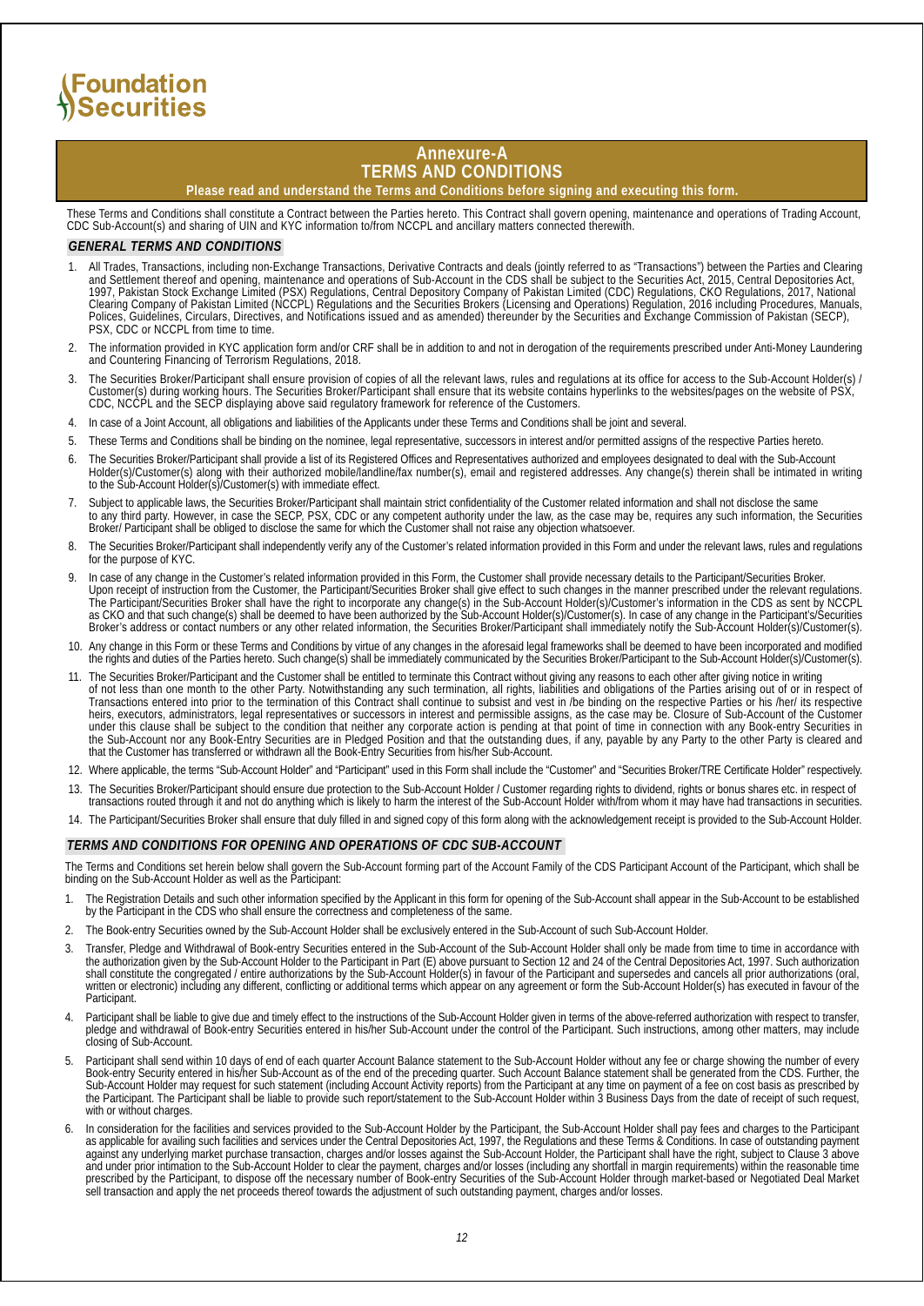Foundation Securities

# Annexure-A
# TERMS AND CONDITIONS

**Please read and understand the Terms and Conditions before signing and executing this form.**

These Terms and Conditions shall constitute a Contract between the Parties hereto. This Contract shall govern opening, maintenance and operations of Trading Account, CDC Sub-Account(s) and sharing of UIN and KYC information to/from NCCPL and ancillary matters connected therewith.

## *GENERAL TERMS AND CONDITIONS*

1. All Trades, Transactions, including non-Exchange Transactions, Derivative Contracts and deals (jointly referred to as "Transactions") between the Parties and Clearing and Settlement thereof and opening, maintenance and operations of Sub-Account in the CDS shall be subject to the Securities Act, 2015, Central Depositories Act, 1997, Pakistan Stock Exchange Limited (PSX) Regulations, Central Depository Company of Pakistan Limited (CDC) Regulations, CKO Regulations, 2017, National Clearing Company of Pakistan Limited (NCCPL) Regulations and the Securities Brokers (Licensing and Operations) Regulation, 2016 including Procedures, Manuals, Polices, Guidelines, Circulars, Directives, and Notifications issued and as amended) thereunder by the Securities and Exchange Commission of Pakistan (SECP), PSX, CDC or NCCPL from time to time.
2. The information provided in KYC application form and/or CRF shall be in addition to and not in derogation of the requirements prescribed under Anti-Money Laundering and Countering Financing of Terrorism Regulations, 2018.
3. The Securities Broker/Participant shall ensure provision of copies of all the relevant laws, rules and regulations at its office for access to the Sub-Account Holder(s) / Customer(s) during working hours. The Securities Broker/Participant shall ensure that its website contains hyperlinks to the websites/pages on the website of PSX, CDC, NCCPL and the SECP displaying above said regulatory framework for reference of the Customers.
4. In case of a Joint Account, all obligations and liabilities of the Applicants under these Terms and Conditions shall be joint and several.
5. These Terms and Conditions shall be binding on the nominee, legal representative, successors in interest and/or permitted assigns of the respective Parties hereto.
6. The Securities Broker/Participant shall provide a list of its Registered Offices and Representatives authorized and employees designated to deal with the Sub-Account Holder(s)/Customer(s) along with their authorized mobile/landline/fax number(s), email and registered addresses. Any change(s) therein shall be intimated in writing to the Sub-Account Holder(s)/Customer(s) with immediate effect.
7. Subject to applicable laws, the Securities Broker/Participant shall maintain strict confidentiality of the Customer related information and shall not disclose the same to any third party. However, in case the SECP, PSX, CDC or any competent authority under the law, as the case may be, requires any such information, the Securities Broker/ Participant shall be obliged to disclose the same for which the Customer shall not raise any objection whatsoever.
8. The Securities Broker/Participant shall independently verify any of the Customer's related information provided in this Form and under the relevant laws, rules and regulations for the purpose of KYC.
9. In case of any change in the Customer's related information provided in this Form, the Customer shall provide necessary details to the Participant/Securities Broker. Upon receipt of instruction from the Customer, the Participant/Securities Broker shall give effect to such changes in the manner prescribed under the relevant regulations. The Participant/Securities Broker shall have the right to incorporate any change(s) in the Sub-Account Holder(s)/Customer's information in the CDS as sent by NCCPL as CKO and that such change(s) shall be deemed to have been authorized by the Sub-Account Holder(s)/Customer(s). In case of any change in the Participant's/Securities Broker's address or contact numbers or any other related information, the Securities Broker/Participant shall immediately notify the Sub-Account Holder(s)/Customer(s).
10. Any change in this Form or these Terms and Conditions by virtue of any changes in the aforesaid legal frameworks shall be deemed to have been incorporated and modified the rights and duties of the Parties hereto. Such change(s) shall be immediately communicated by the Securities Broker/Participant to the Sub-Account Holder(s)/Customer(s).
11. The Securities Broker/Participant and the Customer shall be entitled to terminate this Contract without giving any reasons to each other after giving notice in writing of not less than one month to the other Party. Notwithstanding any such termination, all rights, liabilities and obligations of the Parties arising out of or in respect of Transactions entered into prior to the termination of this Contract shall continue to subsist and vest in /be binding on the respective Parties or his /her/ its respective heirs, executors, administrators, legal representatives or successors in interest and permissible assigns, as the case may be. Closure of Sub-Account of the Customer under this clause shall be subject to the condition that neither any corporate action is pending at that point of time in connection with any Book-entry Securities in the Sub-Account nor any Book-Entry Securities are in Pledged Position and that the outstanding dues, if any, payable by any Party to the other Party is cleared and that the Customer has transferred or withdrawn all the Book-Entry Securities from his/her Sub-Account.
12. Where applicable, the terms "Sub-Account Holder" and "Participant" used in this Form shall include the "Customer" and "Securities Broker/TRE Certificate Holder" respectively.
13. The Securities Broker/Participant should ensure due protection to the Sub-Account Holder / Customer regarding rights to dividend, rights or bonus shares etc. in respect of transactions routed through it and not do anything which is likely to harm the interest of the Sub-Account Holder with/from whom it may have had transactions in securities.
14. The Participant/Securities Broker shall ensure that duly filled in and signed copy of this form along with the acknowledgement receipt is provided to the Sub-Account Holder.

## *TERMS AND CONDITIONS FOR OPENING AND OPERATIONS OF CDC SUB-ACCOUNT*

The Terms and Conditions set herein below shall govern the Sub-Account forming part of the Account Family of the CDS Participant Account of the Participant, which shall be binding on the Sub-Account Holder as well as the Participant:

1. The Registration Details and such other information specified by the Applicant in this form for opening of the Sub-Account shall appear in the Sub-Account to be established by the Participant in the CDS who shall ensure the correctness and completeness of the same.
2. The Book-entry Securities owned by the Sub-Account Holder shall be exclusively entered in the Sub-Account of such Sub-Account Holder.
3. Transfer, Pledge and Withdrawal of Book-entry Securities entered in the Sub-Account of the Sub-Account Holder shall only be made from time to time in accordance with the authorization given by the Sub-Account Holder to the Participant in Part (E) above pursuant to Section 12 and 24 of the Central Depositories Act, 1997. Such authorization shall constitute the congregated / entire authorizations by the Sub-Account Holder(s) in favour of the Participant and supersedes and cancels all prior authorizations (oral, written or electronic) including any different, conflicting or additional terms which appear on any agreement or form the Sub-Account Holder(s) has executed in favour of the Participant.
4. Participant shall be liable to give due and timely effect to the instructions of the Sub-Account Holder given in terms of the above-referred authorization with respect to transfer, pledge and withdrawal of Book-entry Securities entered in his/her Sub-Account under the control of the Participant. Such instructions, among other matters, may include closing of Sub-Account.
5. Participant shall send within 10 days of end of each quarter Account Balance statement to the Sub-Account Holder without any fee or charge showing the number of every Book-entry Security entered in his/her Sub-Account as of the end of the preceding quarter. Such Account Balance statement shall be generated from the CDS. Further, the Sub-Account Holder may request for such statement (including Account Activity reports) from the Participant at any time on payment of a fee on cost basis as prescribed by the Participant. The Participant shall be liable to provide such report/statement to the Sub-Account Holder within 3 Business Days from the date of receipt of such request, with or without charges.
6. In consideration for the facilities and services provided to the Sub-Account Holder by the Participant, the Sub-Account Holder shall pay fees and charges to the Participant as applicable for availing such facilities and services under the Central Depositories Act, 1997, the Regulations and these Terms & Conditions. In case of outstanding payment against any underlying market purchase transaction, charges and/or losses against the Sub-Account Holder, the Participant shall have the right, subject to Clause 3 above and under prior intimation to the Sub-Account Holder to clear the payment, charges and/or losses (including any shortfall in margin requirements) within the reasonable time prescribed by the Participant, to dispose off the necessary number of Book-entry Securities of the Sub-Account Holder through market-based or Negotiated Deal Market sell transaction and apply the net proceeds thereof towards the adjustment of such outstanding payment, charges and/or losses.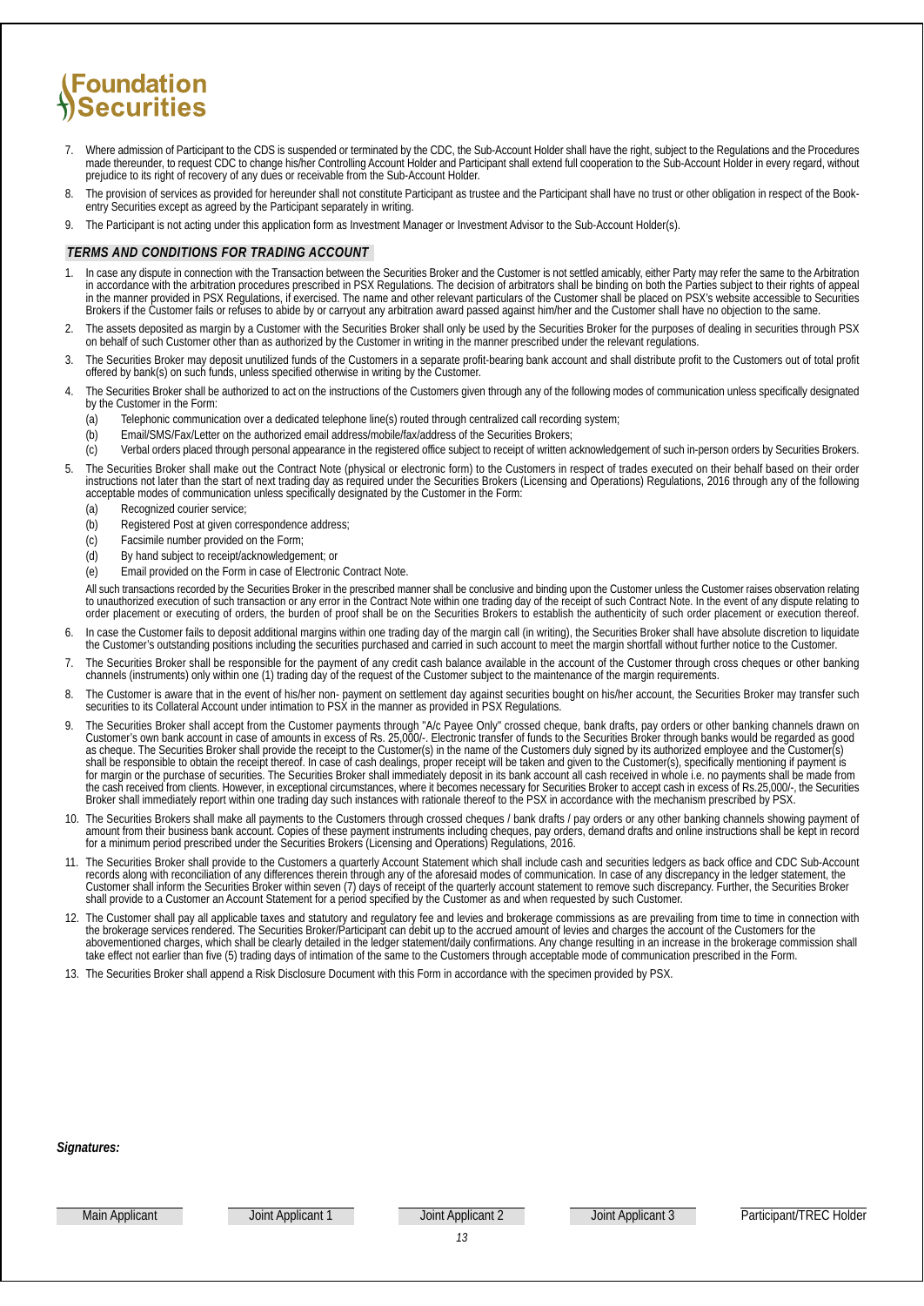7. Where admission of Participant to the CDS is suspended or terminated by the CDC, the Sub-Account Holder shall have the right, subject to the Regulations and the Procedures made thereunder, to request CDC to change his/her Controlling Account Holder and Participant shall extend full cooperation to the Sub-Account Holder in every regard, without prejudice to its right of recovery of any dues or receivable from the Sub-Account Holder.
8. The provision of services as provided for hereunder shall not constitute Participant as trustee and the Participant shall have no trust or other obligation in respect of the Book-entry Securities except as agreed by the Participant separately in writing.
9. The Participant is not acting under this application form as Investment Manager or Investment Advisor to the Sub-Account Holder(s).

## *TERMS AND CONDITIONS FOR TRADING ACCOUNT*

1. In case any dispute in connection with the Transaction between the Securities Broker and the Customer is not settled amicably, either Party may refer the same to the Arbitration in accordance with the arbitration procedures prescribed in PSX Regulations. The decision of arbitrators shall be binding on both the Parties subject to their rights of appeal in the manner provided in PSX Regulations, if exercised. The name and other relevant particulars of the Customer shall be placed on PSX's website accessible to Securities Brokers if the Customer fails or refuses to abide by or carryout any arbitration award passed against him/her and the Customer shall have no objection to the same.
2. The assets deposited as margin by a Customer with the Securities Broker shall only be used by the Securities Broker for the purposes of dealing in securities through PSX on behalf of such Customer other than as authorized by the Customer in writing in the manner prescribed under the relevant regulations.
3. The Securities Broker may deposit unutilized funds of the Customers in a separate profit-bearing bank account and shall distribute profit to the Customers out of total profit offered by bank(s) on such funds, unless specified otherwise in writing by the Customer.
4. The Securities Broker shall be authorized to act on the instructions of the Customers given through any of the following modes of communication unless specifically designated by the Customer in the Form:
   - (a) Telephonic communication over a dedicated telephone line(s) routed through centralized call recording system;
   - (b) Email/SMS/Fax/Letter on the authorized email address/mobile/fax/address of the Securities Brokers;
   - (c) Verbal orders placed through personal appearance in the registered office subject to receipt of written acknowledgement of such in-person orders by Securities Brokers.
5. The Securities Broker shall make out the Contract Note (physical or electronic form) to the Customers in respect of trades executed on their behalf based on their order instructions not later than the start of next trading day as required under the Securities Brokers (Licensing and Operations) Regulations, 2016 through any of the following acceptable modes of communication unless specifically designated by the Customer in the Form:
   - (a) Recognized courier service;
   - (b) Registered Post at given correspondence address;
   - (c) Facsimile number provided on the Form;
   - (d) By hand subject to receipt/acknowledgement; or
   - (e) Email provided on the Form in case of Electronic Contract Note.

   All such transactions recorded by the Securities Broker in the prescribed manner shall be conclusive and binding upon the Customer unless the Customer raises observation relating to unauthorized execution of such transaction or any error in the Contract Note within one trading day of the receipt of such Contract Note. In the event of any dispute relating to order placement or executing of orders, the burden of proof shall be on the Securities Brokers to establish the authenticity of such order placement or execution thereof.
6. In case the Customer fails to deposit additional margins within one trading day of the margin call (in writing), the Securities Broker shall have absolute discretion to liquidate the Customer's outstanding positions including the securities purchased and carried in such account to meet the margin shortfall without further notice to the Customer.
7. The Securities Broker shall be responsible for the payment of any credit cash balance available in the account of the Customer through cross cheques or other banking channels (instruments) only within one (1) trading day of the request of the Customer subject to the maintenance of the margin requirements.
8. The Customer is aware that in the event of his/her non- payment on settlement day against securities bought on his/her account, the Securities Broker may transfer such securities to its Collateral Account under intimation to PSX in the manner as provided in PSX Regulations.
9. The Securities Broker shall accept from the Customer payments through "A/c Payee Only" crossed cheque, bank drafts, pay orders or other banking channels drawn on Customer's own bank account in case of amounts in excess of Rs. 25,000/-. Electronic transfer of funds to the Securities Broker through banks would be regarded as good as cheque. The Securities Broker shall provide the receipt to the Customer(s) in the name of the Customers duly signed by its authorized employee and the Customer(s) shall be responsible to obtain the receipt thereof. In case of cash dealings, proper receipt will be taken and given to the Customer(s), specifically mentioning if payment is for margin or the purchase of securities. The Securities Broker shall immediately deposit in its bank account all cash received in whole i.e. no payments shall be made from the cash received from clients. However, in exceptional circumstances, where it becomes necessary for Securities Broker to accept cash in excess of Rs.25,000/-, the Securities Broker shall immediately report within one trading day such instances with rationale thereof to the PSX in accordance with the mechanism prescribed by PSX.
10. The Securities Brokers shall make all payments to the Customers through crossed cheques / bank drafts / pay orders or any other banking channels showing payment of amount from their business bank account. Copies of these payment instruments including cheques, pay orders, demand drafts and online instructions shall be kept in record for a minimum period prescribed under the Securities Brokers (Licensing and Operations) Regulations, 2016.
11. The Securities Broker shall provide to the Customers a quarterly Account Statement which shall include cash and securities ledgers as back office and CDC Sub-Account records along with reconciliation of any differences therein through any of the aforesaid modes of communication. In case of any discrepancy in the ledger statement, the Customer shall inform the Securities Broker within seven (7) days of receipt of the quarterly account statement to remove such discrepancy. Further, the Securities Broker shall provide to a Customer an Account Statement for a period specified by the Customer as and when requested by such Customer.
12. The Customer shall pay all applicable taxes and statutory and regulatory fee and levies and brokerage commissions as are prevailing from time to time in connection with the brokerage services rendered. The Securities Broker/Participant can debit up to the accrued amount of levies and charges the account of the Customers for the abovementioned charges, which shall be clearly detailed in the ledger statement/daily confirmations. Any change resulting in an increase in the brokerage commission shall take effect not earlier than five (5) trading days of intimation of the same to the Customers through acceptable mode of communication prescribed in the Form.
13. The Securities Broker shall append a Risk Disclosure Document with this Form in accordance with the specimen provided by PSX.

***Signatures:***

| Main Applicant | Joint Applicant 1 | Joint Applicant 2 | Joint Applicant 3 | Participant/TREC Holder |
|---|---|---|---|---|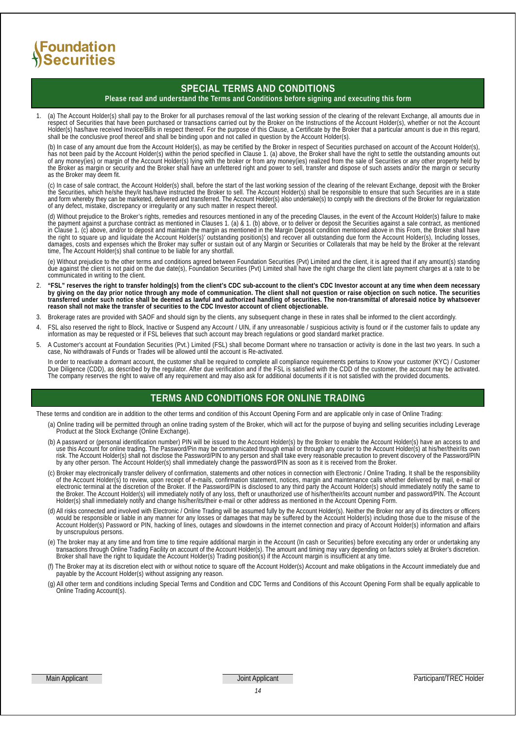Foundation Securities

## SPECIAL TERMS AND CONDITIONS

**Please read and understand the Terms and Conditions before signing and executing this form**

1. (a) The Account Holder(s) shall pay to the Broker for all purchases removal of the last working session of the clearing of the relevant Exchange, all amounts due in respect of Securities that have been purchased or transactions carried out by the Broker on the Instructions of the Account Holder(s), whether or not the Account Holder(s) has/have received Invoice/Bills in respect thereof. For the purpose of this Clause, a Certificate by the Broker that a particular amount is due in this regard, shall be the conclusive proof thereof and shall be binding upon and not called in question by the Account Holder(s).

   (b) In case of any amount due from the Account Holder(s), as may be certified by the Broker in respect of Securities purchased on account of the Account Holder(s), has not been paid by the Account Holder(s) within the period specified in Clause 1. (a) above, the Broker shall have the right to settle the outstanding amounts out of any money(ies) or margin of the Account Holder(s) lying with the broker or from any money(ies) realized from the sale of Securities or any other property held by the Broker as margin or security and the Broker shall have an unfettered right and power to sell, transfer and dispose of such assets and/or the margin or security as the Broker may deem fit.

   (c) In case of sale contract, the Account Holder(s) shall, before the start of the last working session of the clearing of the relevant Exchange, deposit with the Broker the Securities, which he/she they/it has/have instructed the Broker to sell. The Account Holder(s) shall be responsible to ensure that such Securities are in a state and form whereby they can be marketed, delivered and transferred. The Account Holder(s) also undertake(s) to comply with the directions of the Broker for regularization of any defect, mistake, discrepancy or irregularity or any such matter in respect thereof.

   (d) Without prejudice to the Broker's rights, remedies and resources mentioned in any of the preceding Clauses, in the event of the Account Holder(s) failure to make the payment against a purchase contract as mentioned in Clauses 1. (a) & 1. (b) above, or to deliver or deposit the Securities against a sale contract, as mentioned in Clause 1. (c) above, and/or to deposit and maintain the margin as mentioned in the Margin Deposit condition mentioned above in this From, the Broker shall have the right to square up and liquidate the Account Holder(s)' outstanding position(s) and recover all outstanding due form the Account Holder(s), Including losses, damages, costs and expenses which the Broker may suffer or sustain out of any Margin or Securities or Collaterals that may be held by the Broker at the relevant time, The Account Holder(s) shall continue to be liable for any shortfall.

   (e) Without prejudice to the other terms and conditions agreed between Foundation Securities (Pvt) Limited and the client, it is agreed that if any amount(s) standing due against the client is not paid on the due date(s), Foundation Securities (Pvt) Limited shall have the right charge the client late payment charges at a rate to be communicated in writing to the client.

2. **"FSL" reserves the right to transfer holding(s) from the client's CDC sub-account to the client's CDC Investor account at any time when deem necessary by giving on the day prior notice through any mode of communication. The client shall not question or raise objection on such notice. The securities transferred under such notice shall be deemed as lawful and authorized handling of securities. The non-transmittal of aforesaid notice by whatsoever reason shall not make the transfer of securities to the CDC Investor account of client objectionable.**

3. Brokerage rates are provided with SAOF and should sign by the clients, any subsequent change in these in rates shall be informed to the client accordingly.

4. FSL also reserved the right to Block, Inactive or Suspend any Account / UIN, if any unreasonable / suspicious activity is found or if the customer fails to update any information as may be requested or if FSL believes that such account may breach regulations or good standard market practice.

5. A Customer's account at Foundation Securities (Pvt.) Limited (FSL) shall become Dormant where no transaction or activity is done in the last two years. In such a case, No withdrawals of Funds or Trades will be allowed until the account is Re-activated.

   In order to reactivate a dormant account, the customer shall be required to complete all compliance requirements pertains to Know your customer (KYC) / Customer Due Diligence (CDD), as described by the regulator. After due verification and if the FSL is satisfied with the CDD of the customer, the account may be activated. The company reserves the right to waive off any requirement and may also ask for additional documents if it is not satisfied with the provided documents.

## TERMS AND CONDITIONS FOR ONLINE TRADING

These terms and condition are in addition to the other terms and condition of this Account Opening Form and are applicable only in case of Online Trading:

(a) Online trading will be permitted through an online trading system of the Broker, which will act for the purpose of buying and selling securities including Leverage Product at the Stock Exchange (Online Exchange).

(b) A password or (personal identification number) PIN will be issued to the Account Holder(s) by the Broker to enable the Account Holder(s) have an access to and use this Account for online trading. The Password/Pin may be communicated through email or through any courier to the Account Holder(s) at his/her/their/its own risk. The Account Holder(s) shall not disclose the Password/PIN to any person and shall take every reasonable precaution to prevent discovery of the Password/PIN by any other person. The Account Holder(s) shall immediately change the password/PIN as soon as it is received from the Broker.

(c) Broker may electronically transfer delivery of confirmation, statements and other notices in connection with Electronic / Online Trading. It shall be the responsibility of the Account Holder(s) to review, upon receipt of e-mails, confirmation statement, notices, margin and maintenance calls whether delivered by mail, e-mail or electronic terminal at the discretion of the Broker. If the Password/PIN is disclosed to any third party the Account Holder(s) should immediately notify the same to the Broker. The Account Holder(s) will immediately notify of any loss, theft or unauthorized use of his/her/their/its account number and password/PIN. The Account Holder(s) shall immediately notify and change his/her/its/their e-mail or other address as mentioned in the Account Opening Form.

(d) All risks connected and involved with Electronic / Online Trading will be assumed fully by the Account Holder(s). Neither the Broker nor any of its directors or officers would be responsible or liable in any manner for any losses or damages that may be suffered by the Account Holder(s) including those due to the misuse of the Account Holder(s) Password or PIN, hacking of lines, outages and slowdowns in the internet connection and piracy of Account Holder(s) information and affairs by unscrupulous persons.

(e) The broker may at any time and from time to time require additional margin in the Account (In cash or Securities) before executing any order or undertaking any transactions through Online Trading Facility on account of the Account Holder(s). The amount and timing may vary depending on factors solely at Broker's discretion. Broker shall have the right to liquidate the Account Holder(s) Trading position(s) if the Account margin is insufficient at any time.

(f) The Broker may at its discretion elect with or without notice to square off the Account Holder(s) Account and make obligations in the Account immediately due and payable by the Account Holder(s) without assigning any reason.

(g) All other term and conditions including Special Terms and Condition and CDC Terms and Conditions of this Account Opening Form shall be equally applicable to Online Trading Account(s).

| Main Applicant | Joint Applicant | Participant/TREC Holder |
|---|---|---|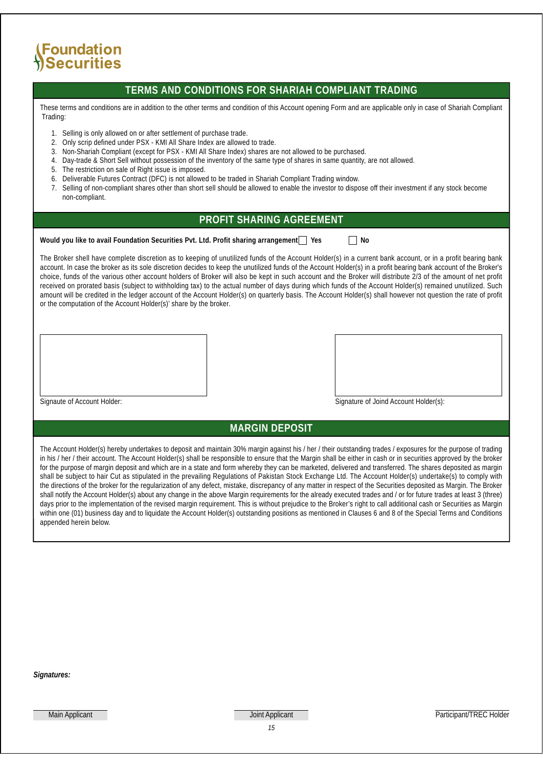Foundation Securities

## TERMS AND CONDITIONS FOR SHARIAH COMPLIANT TRADING

These terms and conditions are in addition to the other terms and condition of this Account opening Form and are applicable only in case of Shariah Compliant Trading:

1. Selling is only allowed on or after settlement of purchase trade.
2. Only scrip defined under PSX - KMI All Share Index are allowed to trade.
3. Non-Shariah Compliant (except for PSX - KMI All Share Index) shares are not allowed to be purchased.
4. Day-trade & Short Sell without possession of the inventory of the same type of shares in same quantity, are not allowed.
5. The restriction on sale of Right issue is imposed.
6. Deliverable Futures Contract (DFC) is not allowed to be traded in Shariah Compliant Trading window.
7. Selling of non-compliant shares other than short sell should be allowed to enable the investor to dispose off their investment if any stock become non-compliant.

## PROFIT SHARING AGREEMENT

**Would you like to avail Foundation Securities Pvt. Ltd. Profit sharing arrangement ☐ Yes ☐ No**

The Broker shell have complete discretion as to keeping of unutilized funds of the Account Holder(s) in a current bank account, or in a profit bearing bank account. In case the broker as its sole discretion decides to keep the unutilized funds of the Account Holder(s) in a profit bearing bank account of the Broker's choice, funds of the various other account holders of Broker will also be kept in such account and the Broker will distribute 2/3 of the amount of net profit received on prorated basis (subject to withholding tax) to the actual number of days during which funds of the Account Holder(s) remained unutilized. Such amount will be credited in the ledger account of the Account Holder(s) on quarterly basis. The Account Holder(s) shall however not question the rate of profit or the computation of the Account Holder(s)' share by the broker.

Signaute of Account Holder:

Signature of Joind Account Holder(s):

## MARGIN DEPOSIT

The Account Holder(s) hereby undertakes to deposit and maintain 30% margin against his / her / their outstanding trades / exposures for the purpose of trading in his / her / their account. The Account Holder(s) shall be responsible to ensure that the Margin shall be either in cash or in securities approved by the broker for the purpose of margin deposit and which are in a state and form whereby they can be marketed, delivered and transferred. The shares deposited as margin shall be subject to hair Cut as stipulated in the prevailing Regulations of Pakistan Stock Exchange Ltd. The Account Holder(s) undertake(s) to comply with the directions of the broker for the regularization of any defect, mistake, discrepancy of any matter in respect of the Securities deposited as Margin. The Broker shall notify the Account Holder(s) about any change in the above Margin requirements for the already executed trades and / or for future trades at least 3 (three) days prior to the implementation of the revised margin requirement. This is without prejudice to the Broker's right to call additional cash or Securities as Margin within one (01) business day and to liquidate the Account Holder(s) outstanding positions as mentioned in Clauses 6 and 8 of the Special Terms and Conditions appended herein below.

***Signatures:***

Main Applicant | Joint Applicant | Participant/TREC Holder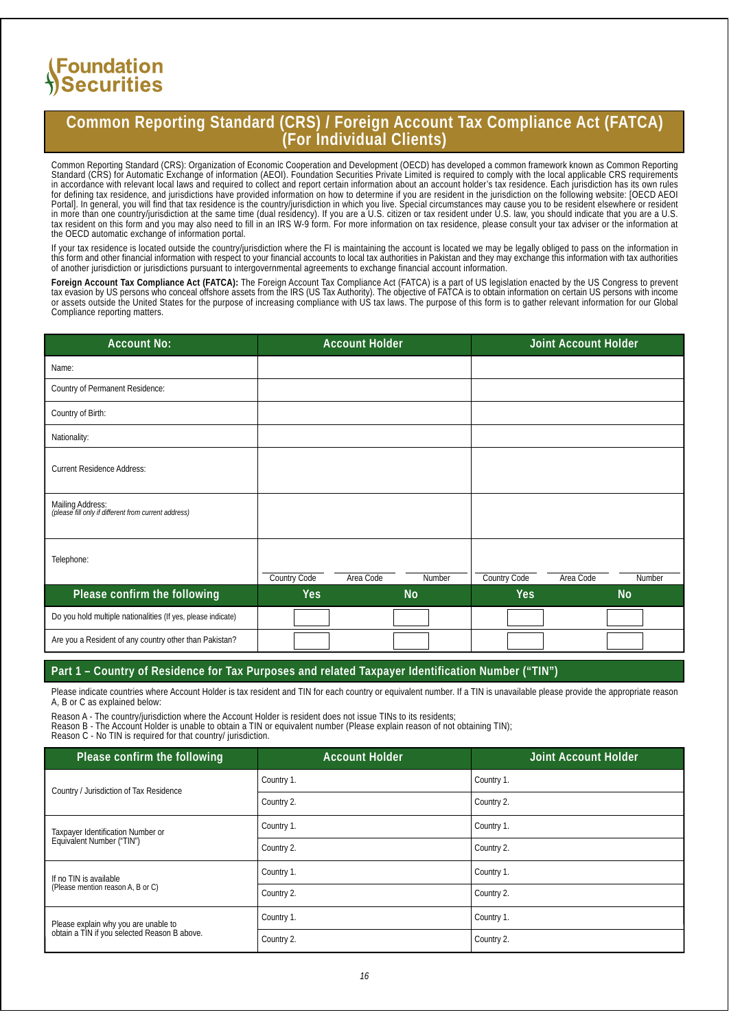# Foundation Securities

## Common Reporting Standard (CRS) / Foreign Account Tax Compliance Act (FATCA) (For Individual Clients)

Common Reporting Standard (CRS): Organization of Economic Cooperation and Development (OECD) has developed a common framework known as Common Reporting Standard (CRS) for Automatic Exchange of information (AEOI). Foundation Securities Private Limited is required to comply with the local applicable CRS requirements in accordance with relevant local laws and required to collect and report certain information about an account holder's tax residence. Each jurisdiction has its own rules for defining tax residence, and jurisdictions have provided information on how to determine if you are resident in the jurisdiction on the following website: [OECD AEOI Portal]. In general, you will find that tax residence is the country/jurisdiction in which you live. Special circumstances may cause you to be resident elsewhere or resident in more than one country/jurisdiction at the same time (dual residency). If you are a U.S. citizen or tax resident under U.S. law, you should indicate that you are a U.S. tax resident on this form and you may also need to fill in an IRS W-9 form. For more information on tax residence, please consult your tax adviser or the information at the OECD automatic exchange of information portal.

If your tax residence is located outside the country/jurisdiction where the FI is maintaining the account is located we may be legally obliged to pass on the information in this form and other financial information with respect to your financial accounts to local tax authorities in Pakistan and they may exchange this information with tax authorities of another jurisdiction or jurisdictions pursuant to intergovernmental agreements to exchange financial account information.

**Foreign Account Tax Compliance Act (FATCA):** The Foreign Account Tax Compliance Act (FATCA) is a part of US legislation enacted by the US Congress to prevent tax evasion by US persons who conceal offshore assets from the IRS (US Tax Authority). The objective of FATCA is to obtain information on certain US persons with income or assets outside the United States for the purpose of increasing compliance with US tax laws. The purpose of this form is to gather relevant information for our Global Compliance reporting matters.

| Account No: | Account Holder | | | Joint Account Holder | | |
|---|---|---|---|---|---|---|
| Name: | | | | | | |
| Country of Permanent Residence: | | | | | | |
| Country of Birth: | | | | | | |
| Nationality: | | | | | | |
| Current Residence Address: | | | | | | |
| Mailing Address: *(please fill only if different from current address)* | | | | | | |
| Telephone: | Country Code | Area Code | Number | Country Code | Area Code | Number |

| Please confirm the following | Account Holder Yes | Account Holder No | Joint Account Holder Yes | Joint Account Holder No |
|---|---|---|---|---|
| Do you hold multiple nationalities (If yes, please indicate) | | | | |
| Are you a Resident of any country other than Pakistan? | | | | |

### Part 1 – Country of Residence for Tax Purposes and related Taxpayer Identification Number ("TIN")

Please indicate countries where Account Holder is tax resident and TIN for each country or equivalent number. If a TIN is unavailable please provide the appropriate reason A, B or C as explained below:

Reason A - The country/jurisdiction where the Account Holder is resident does not issue TINs to its residents;
Reason B - The Account Holder is unable to obtain a TIN or equivalent number (Please explain reason of not obtaining TIN);
Reason C - No TIN is required for that country/ jurisdiction.

| Please confirm the following | Account Holder | Joint Account Holder |
|---|---|---|
| Country / Jurisdiction of Tax Residence | Country 1. | Country 1. |
| | Country 2. | Country 2. |
| Taxpayer Identification Number or Equivalent Number ("TIN") | Country 1. | Country 1. |
| | Country 2. | Country 2. |
| If no TIN is available (Please mention reason A, B or C) | Country 1. | Country 1. |
| | Country 2. | Country 2. |
| Please explain why you are unable to obtain a TIN if you selected Reason B above. | Country 1. | Country 1. |
| | Country 2. | Country 2. |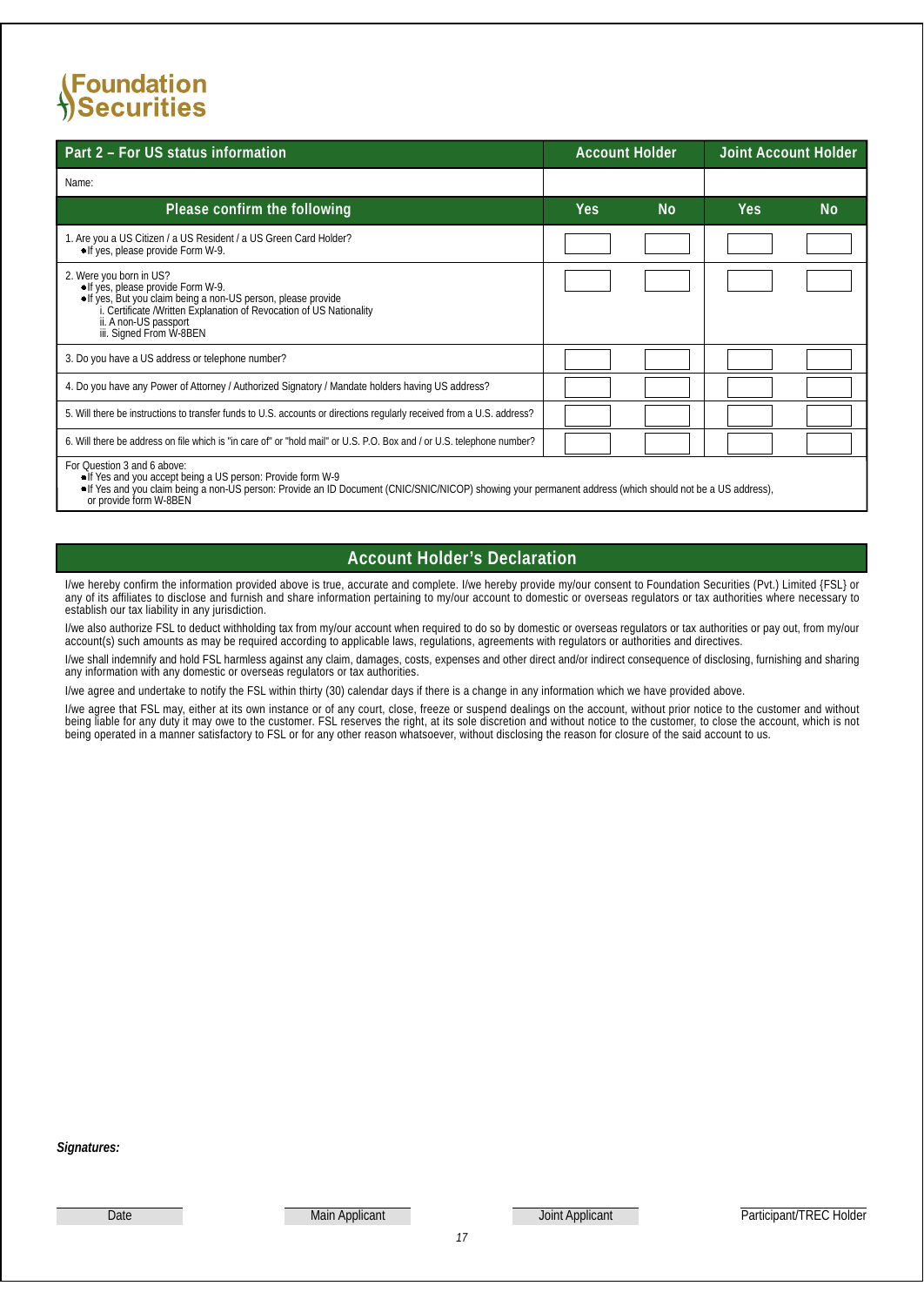**Foundation Securities**

| Part 2 – For US status information | Account Holder | | Joint Account Holder | |
|---|---|---|---|---|
| Name: | | | | |
| **Please confirm the following** | **Yes** | **No** | **Yes** | **No** |
| 1. Are you a US Citizen / a US Resident / a US Green Card Holder?<br>• If yes, please provide Form W-9. | | | | |
| 2. Were you born in US?<br>• If yes, please provide Form W-9.<br>• If yes, But you claim being a non-US person, please provide<br>i. Certificate /Written Explanation of Revocation of US Nationality<br>ii. A non-US passport<br>iii. Signed From W-8BEN | | | | |
| 3. Do you have a US address or telephone number? | | | | |
| 4. Do you have any Power of Attorney / Authorized Signatory / Mandate holders having US address? | | | | |
| 5. Will there be instructions to transfer funds to U.S. accounts or directions regularly received from a U.S. address? | | | | |
| 6. Will there be address on file which is "in care of" or "hold mail" or U.S. P.O. Box and / or U.S. telephone number? | | | | |

For Question 3 and 6 above:
- If Yes and you accept being a US person: Provide form W-9
- If Yes and you claim being a non-US person: Provide an ID Document (CNIC/SNIC/NICOP) showing your permanent address (which should not be a US address), or provide form W-8BEN

## Account Holder's Declaration

I/we hereby confirm the information provided above is true, accurate and complete. I/we hereby provide my/our consent to Foundation Securities (Pvt.) Limited {FSL} or any of its affiliates to disclose and furnish and share information pertaining to my/our account to domestic or overseas regulators or tax authorities where necessary to establish our tax liability in any jurisdiction.

I/we also authorize FSL to deduct withholding tax from my/our account when required to do so by domestic or overseas regulators or tax authorities or pay out, from my/our account(s) such amounts as may be required according to applicable laws, regulations, agreements with regulators or authorities and directives.

I/we shall indemnify and hold FSL harmless against any claim, damages, costs, expenses and other direct and/or indirect consequence of disclosing, furnishing and sharing any information with any domestic or overseas regulators or tax authorities.

I/we agree and undertake to notify the FSL within thirty (30) calendar days if there is a change in any information which we have provided above.

I/we agree that FSL may, either at its own instance or of any court, close, freeze or suspend dealings on the account, without prior notice to the customer and without being liable for any duty it may owe to the customer. FSL reserves the right, at its sole discretion and without notice to the customer, to close the account, which is not being operated in a manner satisfactory to FSL or for any other reason whatsoever, without disclosing the reason for closure of the said account to us.

***Signatures:***

| Date | Main Applicant | Joint Applicant | Participant/TREC Holder |
|---|---|---|---|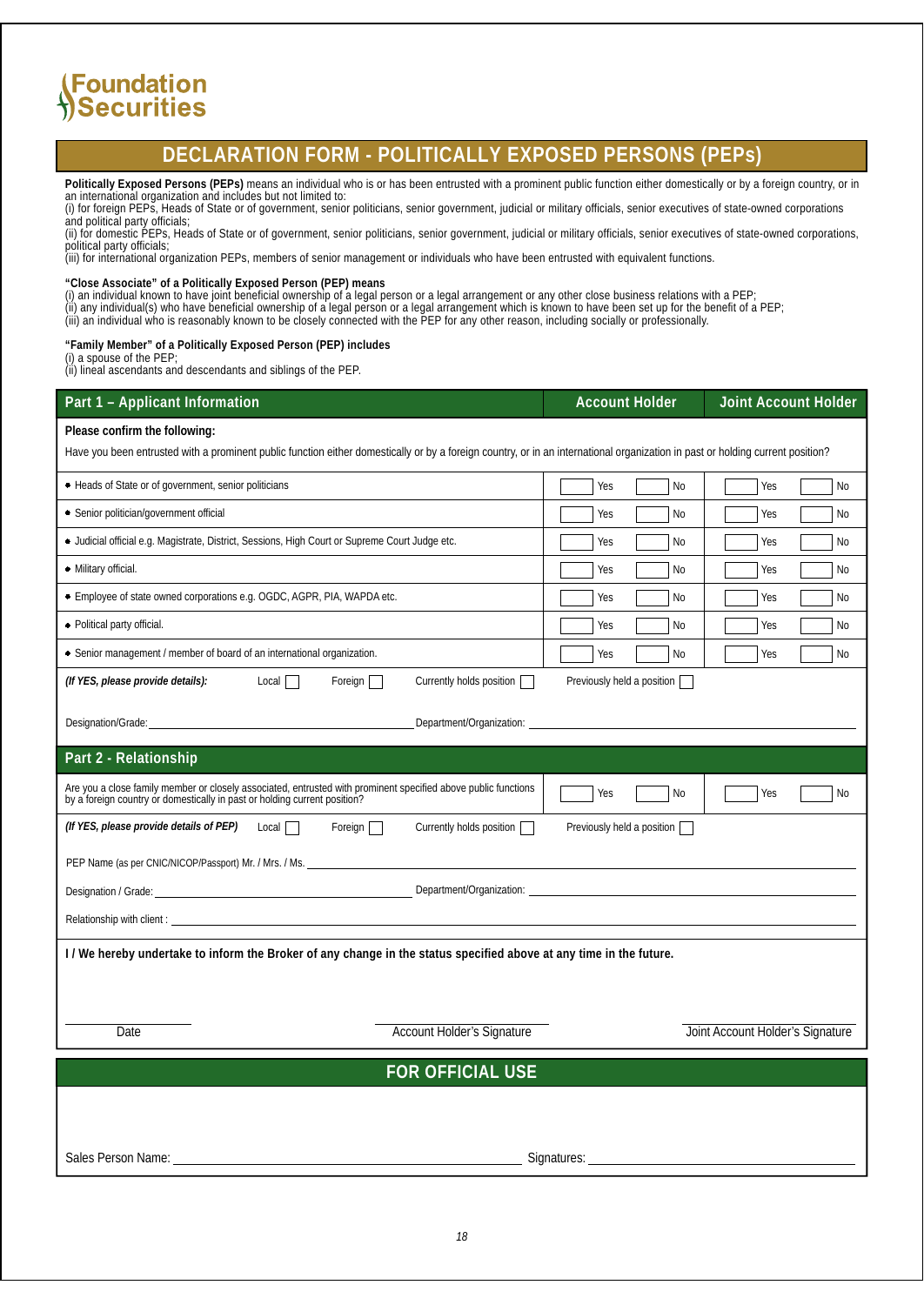Foundation Securities

# DECLARATION FORM - POLITICALLY EXPOSED PERSONS (PEPs)

**Politically Exposed Persons (PEPs)** means an individual who is or has been entrusted with a prominent public function either domestically or by a foreign country, or in an international organization and includes but not limited to:
(i) for foreign PEPs, Heads of State or of government, senior politicians, senior government, judicial or military officials, senior executives of state-owned corporations and political party officials;
(ii) for domestic PEPs, Heads of State or of government, senior politicians, senior government, judicial or military officials, senior executives of state-owned corporations, political party officials;
(iii) for international organization PEPs, members of senior management or individuals who have been entrusted with equivalent functions.

**"Close Associate" of a Politically Exposed Person (PEP) means**
(i) an individual known to have joint beneficial ownership of a legal person or a legal arrangement or any other close business relations with a PEP;
(ii) any individual(s) who have beneficial ownership of a legal person or a legal arrangement which is known to have been set up for the benefit of a PEP;
(iii) an individual who is reasonably known to be closely connected with the PEP for any other reason, including socially or professionally.

**"Family Member" of a Politically Exposed Person (PEP) includes**
(i) a spouse of the PEP;
(ii) lineal ascendants and descendants and siblings of the PEP.

## Part 1 – Applicant Information

**Please confirm the following:**

Have you been entrusted with a prominent public function either domestically or by a foreign country, or in an international organization in past or holding current position?

| | Account Holder | | Joint Account Holder | |
|---|---|---|---|---|
| • Heads of State or of government, senior politicians | ☐ Yes | ☐ No | ☐ Yes | ☐ No |
| • Senior politician/government official | ☐ Yes | ☐ No | ☐ Yes | ☐ No |
| • Judicial official e.g. Magistrate, District, Sessions, High Court or Supreme Court Judge etc. | ☐ Yes | ☐ No | ☐ Yes | ☐ No |
| • Military official. | ☐ Yes | ☐ No | ☐ Yes | ☐ No |
| • Employee of state owned corporations e.g. OGDC, AGPR, PIA, WAPDA etc. | ☐ Yes | ☐ No | ☐ Yes | ☐ No |
| • Political party official. | ☐ Yes | ☐ No | ☐ Yes | ☐ No |
| • Senior management / member of board of an international organization. | ☐ Yes | ☐ No | ☐ Yes | ☐ No |

***(If YES, please provide details):*** Local ☐ Foreign ☐ Currently holds position ☐ Previously held a position ☐

Designation/Grade: ______________________ Department/Organization: ______________________

## Part 2 - Relationship

| | Account Holder | | Joint Account Holder | |
|---|---|---|---|---|
| Are you a close family member or closely associated, entrusted with prominent specified above public functions by a foreign country or domestically in past or holding current position? | ☐ Yes | ☐ No | ☐ Yes | ☐ No |

***(If YES, please provide details of PEP)*** Local ☐ Foreign ☐ Currently holds position ☐ Previously held a position ☐

PEP Name (as per CNIC/NICOP/Passport) Mr. / Mrs. / Ms. ______________________

Designation / Grade: ______________________ Department/Organization: ______________________

Relationship with client : ______________________

**I / We hereby undertake to inform the Broker of any change in the status specified above at any time in the future.**

______________________ Date

______________________ Account Holder's Signature

______________________ Joint Account Holder's Signature

## FOR OFFICIAL USE

Sales Person Name: ______________________ Signatures: ______________________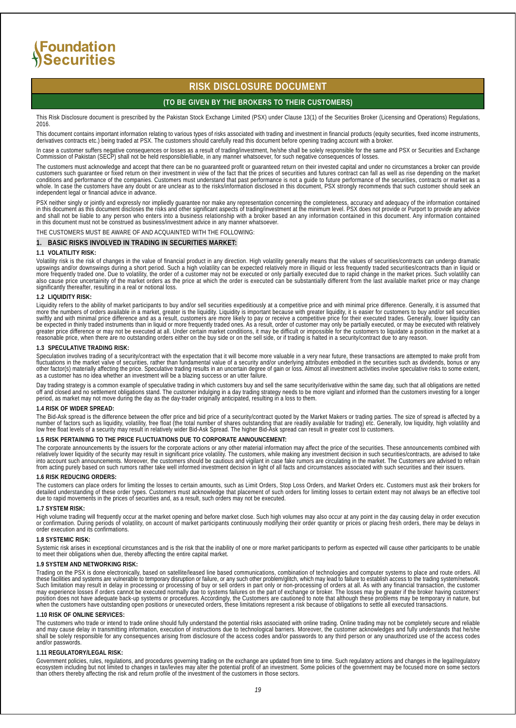Foundation Securities

# RISK DISCLOSURE DOCUMENT

## (TO BE GIVEN BY THE BROKERS TO THEIR CUSTOMERS)

This Risk Disclosure document is prescribed by the Pakistan Stock Exchange Limited (PSX) under Clause 13(1) of the Securities Broker (Licensing and Operations) Regulations, 2016.

This document contains important information relating to various types of risks associated with trading and investment in financial products (equity securities, fixed income instruments, derivatives contracts etc.) being traded at PSX. The customers should carefully read this document before opening trading account with a broker.

In case a customer suffers negative consequences or losses as a result of trading/investment, he/she shall be solely responsible for the same and PSX or Securities and Exchange Commission of Pakistan (SECP) shall not be held responsible/liable, in any manner whatsoever, for such negative consequences of losses.

The customers must acknowledge and accept that there can be no guaranteed profit or guaranteed return on their invested capital and under no circumstances a broker can provide customers such guarantee or fixed return on their investment in view of the fact that the prices of securities and futures contract can fall as well as rise depending on the market conditions and performance of the companies. Customers must understand that past performance is not a guide to future performance of the securities, contracts or market as a whole. In case the customers have any doubt or are unclear as to the risks/information disclosed in this document, PSX strongly recommends that such customer should seek an independent legal or financial advice in advance.

PSX neither singly or jointly and expressly nor impliedly guarantee nor make any representation concerning the completeness, accuracy and adequacy of the information contained in this document as this document discloses the risks and other significant aspects of trading/investment at the minimum level. PSX does not provide or Purport to provide any advice and shall not be liable to any person who enters into a business relationship with a broker based an any information contained in this document. Any information contained in this document must not be construed as business/investment advice in any manner whatsoever.

THE CUSTOMERS MUST BE AWARE OF AND ACQUAINTED WITH THE FOLLOWING:

### 1. BASIC RISKS INVOLVED IN TRADING IN SECURITIES MARKET:

#### 1.1 VOLATILITY RISK:

Volatility risk is the risk of changes in the value of financial product in any direction. High volatility generally means that the values of securities/contracts can undergo dramatic upswings and/or downswings during a short period. Such a high volatility can be expected relatively more in illiquid or less frequently traded securities/contracts than in liquid or more frequently traded one. Due to volatility, the order of a customer may not be executed or only partially executed due to rapid change in the market prices. Such volatility can also cause price uncertainity of the market orders as the price at which the order is executed can be substantially different from the last available market price or may change significantly thereafter, resulting in a real or notional loss.

#### 1.2 LIQUIDITY RISK:

Liquidity refers to the ability of market participants to buy and/or sell securities expeditiously at a competitive price and with minimal price difference. Generally, it is assumed that more the numbers of orders available in a market, greater is the liquidity. Liquidity is important because with greater liquidity, it is easier for customers to buy and/or sell securities swiftly and with minimal price difference and as a result, customers are more likely to pay or receive a competitive price for their executed trades. Generally, lower liquidity can be expected in thinly traded instruments than in liquid or more frequently traded ones. As a result, order of customer may only be partially executed, or may be executed with relatively greater price difference or may not be executed at all. Under certain market conditions, it may be difficult or impossible for the customers to liquidate a position in the market at a reasonable price, when there are no outstanding orders either on the buy side or on the sell side, or if trading is halted in a security/contract due to any reason.

#### 1.3 SPECULATIVE TRADING RISK:

Speculation involves trading of a security/contract with the expectation that it will become more valuable in a very near future, these transactions are attempted to make profit from fluctuations in the market valve of securities, rather than fundamental value of a security and/or underlying attributes embodied in the securities such as dividends, bonus or any other factor(s) materially affecting the price. Speculative trading results in an uncertain degree of gain or loss. Almost all investment activities involve speculative risks to some extent, as a customer has no idea whether an investment will be a blazing success or an utter failure.

Day trading strategy is a common example of speculative trading in which customers buy and sell the same security/derivative within the same day, such that all obligations are netted off and closed and no settlement obligations stand. The customer indulging in a day trading strategy needs to be more vigilant and informed than the customers investing for a longer period, as market may not move during the day as the day-trader originally anticipated, resulting in a loss to them.

#### 1.4 RISK OF WIDER SPREAD:

The Bid-Ask spread is the difference between the offer price and bid price of a security/contract quoted by the Market Makers or trading parties. The size of spread is affected by a number of factors such as liquidity, volatility, free float (the total number of shares outstanding that are readily available for trading) etc. Generally, low liquidity, high volatility and low free float levels of a security may result in relatively wider Bid-Ask Spread. The higher Bid-Ask spread can result in greater cost to customers.

#### 1.5 RISK PERTAINING TO THE PRICE FLUCTUATIONS DUE TO CORPORATE ANNOUNCEMENT:

The corporate announcements by the issuers for the corporate actions or any other material information may affect the price of the securities. These announcements combined with relatively lower liquidity of the security may result in significant price volatility. The customers, while making any investment decision in such securities/contracts, are advised to take into account such announcements. Moreover, the customers should be cautious and vigilant in case fake rumors are circulating in the market. The Customers are advised to refrain from acting purely based on such rumors rather take well informed investment decision in light of all facts and circumstances associated with such securities and their issuers.

#### 1.6 RISK REDUCING ORDERS:

The customers can place orders for limiting the losses to certain amounts, such as Limit Orders, Stop Loss Orders, and Market Orders etc. Customers must ask their brokers for detailed understanding of these order types. Customers must acknowledge that placement of such orders for limiting losses to certain extent may not always be an effective tool due to rapid movements in the prices of securities and, as a result, such orders may not be executed.

#### 1.7 SYSTEM RISK:

High volume trading will frequently occur at the market opening and before market close. Such high volumes may also occur at any point in the day causing delay in order execution or confirmation. During periods of volatility, on account of market participants continuously modifying their order quantity or prices or placing fresh orders, there may be delays in order execution and its confirmations.

#### 1.8 SYSTEMIC RISK:

Systemic risk arises in exceptional circumstances and is the risk that the inability of one or more market participants to perform as expected will cause other participants to be unable to meet their obligations when due, thereby affecting the entire capital market.

#### 1.9 SYSTEM AND NETWORKING RISK:

Trading on the PSX is done electronically, based on satellite/leased line based communications, combination of technologies and computer systems to place and route orders. All these facilities and systems are vulnerable to temporary disruption or failure, or any such other problem/glitch, which may lead to failure to establish access to the trading system/network. Such limitation may result in delay in processing or processing of buy or sell orders in part only or non-processing of orders at all. As with any financial transaction, the customer may experience losses if orders cannot be executed normally due to systems failures on the part of exchange or broker. The losses may be greater if the broker having customers' position does not have adequate back-up systems or procedures. Accordingly, the Customers are cautioned to note that although these problems may be temporary in nature, but when the customers have outstanding open positions or unexecuted orders, these limitations represent a risk because of obligations to settle all executed transactions.

#### 1.10 RISK OF ONLINE SERVICES:

The customers who trade or intend to trade online should fully understand the potential risks associated with online trading. Online trading may not be completely secure and reliable and may cause delay in transmitting information, execution of instructions due to technological barriers. Moreover, the customer acknowledges and fully understands that he/she shall be solely responsible for any consequences arising from disclosure of the access codes and/or passwords to any third person or any unauthorized use of the access codes and/or passwords.

#### 1.11 REGULATORY/LEGAL RISK:

Government policies, rules, regulations, and procedures governing trading on the exchange are updated from time to time. Such regulatory actions and changes in the legal/regulatory ecosystem including but not limited to changes in tax/levies may alter the potential profit of an investment. Some policies of the government may be focused more on some sectors than others thereby affecting the risk and return profile of the investment of the customers in those sectors.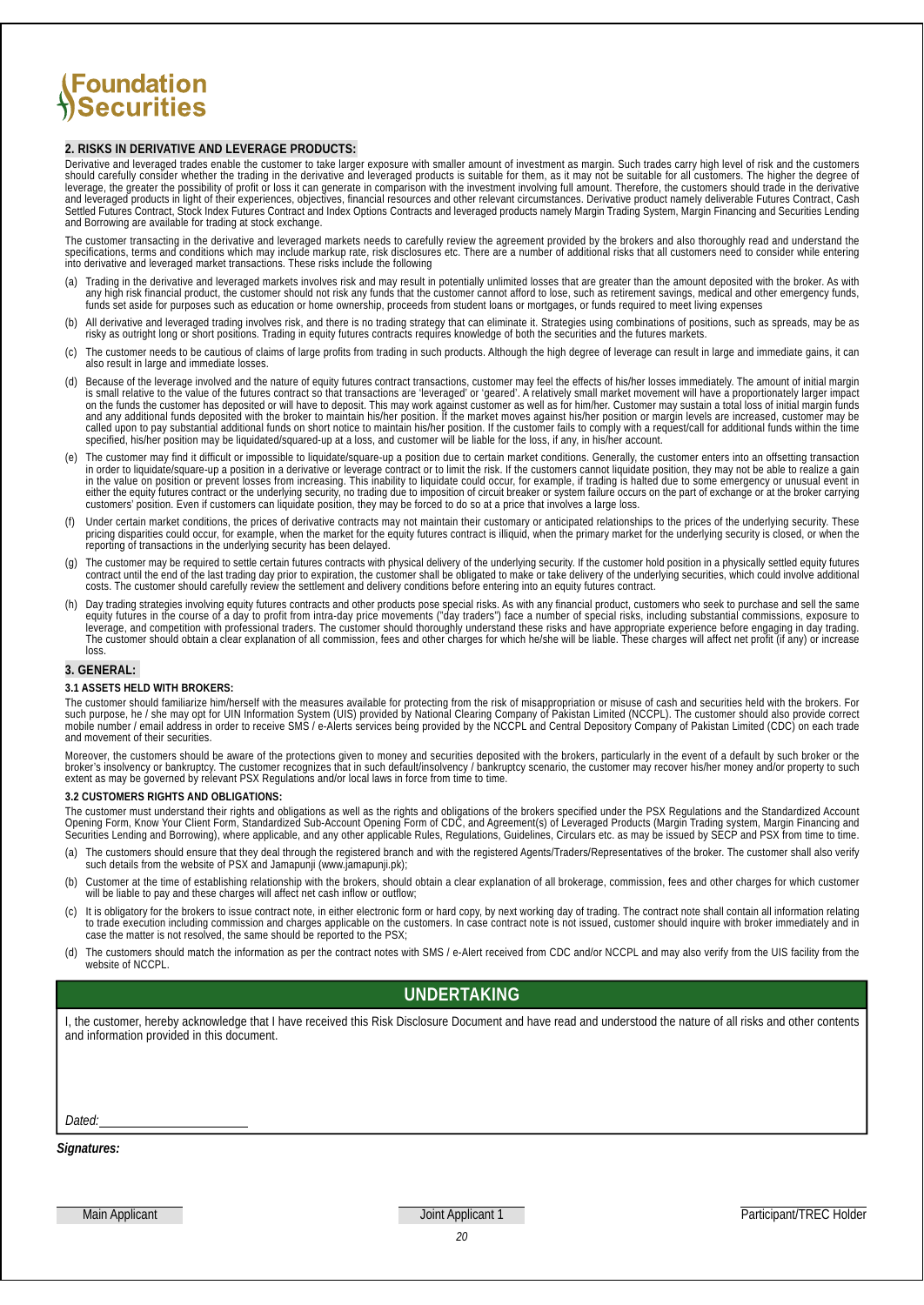Foundation Securities

## 2. RISKS IN DERIVATIVE AND LEVERAGE PRODUCTS:

Derivative and leveraged trades enable the customer to take larger exposure with smaller amount of investment as margin. Such trades carry high level of risk and the customers should carefully consider whether the trading in the derivative and leveraged products is suitable for them, as it may not be suitable for all customers. The higher the degree of leverage, the greater the possibility of profit or loss it can generate in comparison with the investment involving full amount. Therefore, the customers should trade in the derivative and leveraged products in light of their experiences, objectives, financial resources and other relevant circumstances. Derivative product namely deliverable Futures Contract, Cash Settled Futures Contract, Stock Index Futures Contract and Index Options Contracts and leveraged products namely Margin Trading System, Margin Financing and Securities Lending and Borrowing are available for trading at stock exchange.

The customer transacting in the derivative and leveraged markets needs to carefully review the agreement provided by the brokers and also thoroughly read and understand the specifications, terms and conditions which may include markup rate, risk disclosures etc. There are a number of additional risks that all customers need to consider while entering into derivative and leveraged market transactions. These risks include the following

(a) Trading in the derivative and leveraged markets involves risk and may result in potentially unlimited losses that are greater than the amount deposited with the broker. As with any high risk financial product, the customer should not risk any funds that the customer cannot afford to lose, such as retirement savings, medical and other emergency funds, funds set aside for purposes such as education or home ownership, proceeds from student loans or mortgages, or funds required to meet living expenses

(b) All derivative and leveraged trading involves risk, and there is no trading strategy that can eliminate it. Strategies using combinations of positions, such as spreads, may be as risky as outright long or short positions. Trading in equity futures contracts requires knowledge of both the securities and the futures markets.

(c) The customer needs to be cautious of claims of large profits from trading in such products. Although the high degree of leverage can result in large and immediate gains, it can also result in large and immediate losses.

(d) Because of the leverage involved and the nature of equity futures contract transactions, customer may feel the effects of his/her losses immediately. The amount of initial margin is small relative to the value of the futures contract so that transactions are 'leveraged' or 'geared'. A relatively small market movement will have a proportionately larger impact on the funds the customer has deposited or will have to deposit. This may work against customer as well as for him/her. Customer may sustain a total loss of initial margin funds and any additional funds deposited with the broker to maintain his/her position. If the market moves against his/her position or margin levels are increased, customer may be called upon to pay substantial additional funds on short notice to maintain his/her position. If the customer fails to comply with a request/call for additional funds within the time specified, his/her position may be liquidated/squared-up at a loss, and customer will be liable for the loss, if any, in his/her account.

(e) The customer may find it difficult or impossible to liquidate/square-up a position due to certain market conditions. Generally, the customer enters into an offsetting transaction in order to liquidate/square-up a position in a derivative or leverage contract or to limit the risk. If the customers cannot liquidate position, they may not be able to realize a gain in the value on position or prevent losses from increasing. This inability to liquidate could occur, for example, if trading is halted due to some emergency or unusual event in either the equity futures contract or the underlying security, no trading due to imposition of circuit breaker or system failure occurs on the part of exchange or at the broker carrying customers' position. Even if customers can liquidate position, they may be forced to do so at a price that involves a large loss.

(f) Under certain market conditions, the prices of derivative contracts may not maintain their customary or anticipated relationships to the prices of the underlying security. These pricing disparities could occur, for example, when the market for the equity futures contract is illiquid, when the primary market for the underlying security is closed, or when the reporting of transactions in the underlying security has been delayed.

(g) The customer may be required to settle certain futures contracts with physical delivery of the underlying security. If the customer hold position in a physically settled equity futures contract until the end of the last trading day prior to expiration, the customer shall be obligated to make or take delivery of the underlying securities, which could involve additional costs. The customer should carefully review the settlement and delivery conditions before entering into an equity futures contract.

(h) Day trading strategies involving equity futures contracts and other products pose special risks. As with any financial product, customers who seek to purchase and sell the same equity futures in the course of a day to profit from intra-day price movements ("day traders") face a number of special risks, including substantial commissions, exposure to leverage, and competition with professional traders. The customer should thoroughly understand these risks and have appropriate experience before engaging in day trading. The customer should obtain a clear explanation of all commission, fees and other charges for which he/she will be liable. These charges will affect net profit (if any) or increase loss.

## 3. GENERAL:

### 3.1 ASSETS HELD WITH BROKERS:

The customer should familiarize him/herself with the measures available for protecting from the risk of misappropriation or misuse of cash and securities held with the brokers. For such purpose, he / she may opt for UIN Information System (UIS) provided by National Clearing Company of Pakistan Limited (NCCPL). The customer should also provide correct mobile number / email address in order to receive SMS / e-Alerts services being provided by the NCCPL and Central Depository Company of Pakistan Limited (CDC) on each trade and movement of their securities.

Moreover, the customers should be aware of the protections given to money and securities deposited with the brokers, particularly in the event of a default by such broker or the broker's insolvency or bankruptcy. The customer recognizes that in such default/insolvency / bankruptcy scenario, the customer may recover his/her money and/or property to such extent as may be governed by relevant PSX Regulations and/or local laws in force from time to time.

### 3.2 CUSTOMERS RIGHTS AND OBLIGATIONS:

The customer must understand their rights and obligations as well as the rights and obligations of the brokers specified under the PSX Regulations and the Standardized Account Opening Form, Know Your Client Form, Standardized Sub-Account Opening Form of CDC, and Agreement(s) of Leveraged Products (Margin Trading system, Margin Financing and Securities Lending and Borrowing), where applicable, and any other applicable Rules, Regulations, Guidelines, Circulars etc. as may be issued by SECP and PSX from time to time.

(a) The customers should ensure that they deal through the registered branch and with the registered Agents/Traders/Representatives of the broker. The customer shall also verify such details from the website of PSX and Jamapunji (www.jamapunji.pk);

(b) Customer at the time of establishing relationship with the brokers, should obtain a clear explanation of all brokerage, commission, fees and other charges for which customer will be liable to pay and these charges will affect net cash inflow or outflow;

(c) It is obligatory for the brokers to issue contract note, in either electronic form or hard copy, by next working day of trading. The contract note shall contain all information relating to trade execution including commission and charges applicable on the customers. In case contract note is not issued, customer should inquire with broker immediately and in case the matter is not resolved, the same should be reported to the PSX;

(d) The customers should match the information as per the contract notes with SMS / e-Alert received from CDC and/or NCCPL and may also verify from the UIS facility from the website of NCCPL.

## UNDERTAKING

I, the customer, hereby acknowledge that I have received this Risk Disclosure Document and have read and understood the nature of all risks and other contents and information provided in this document.

*Dated:* ____________________

***Signatures:***

| Main Applicant | Joint Applicant 1 | Participant/TREC Holder |
| --- | --- | --- |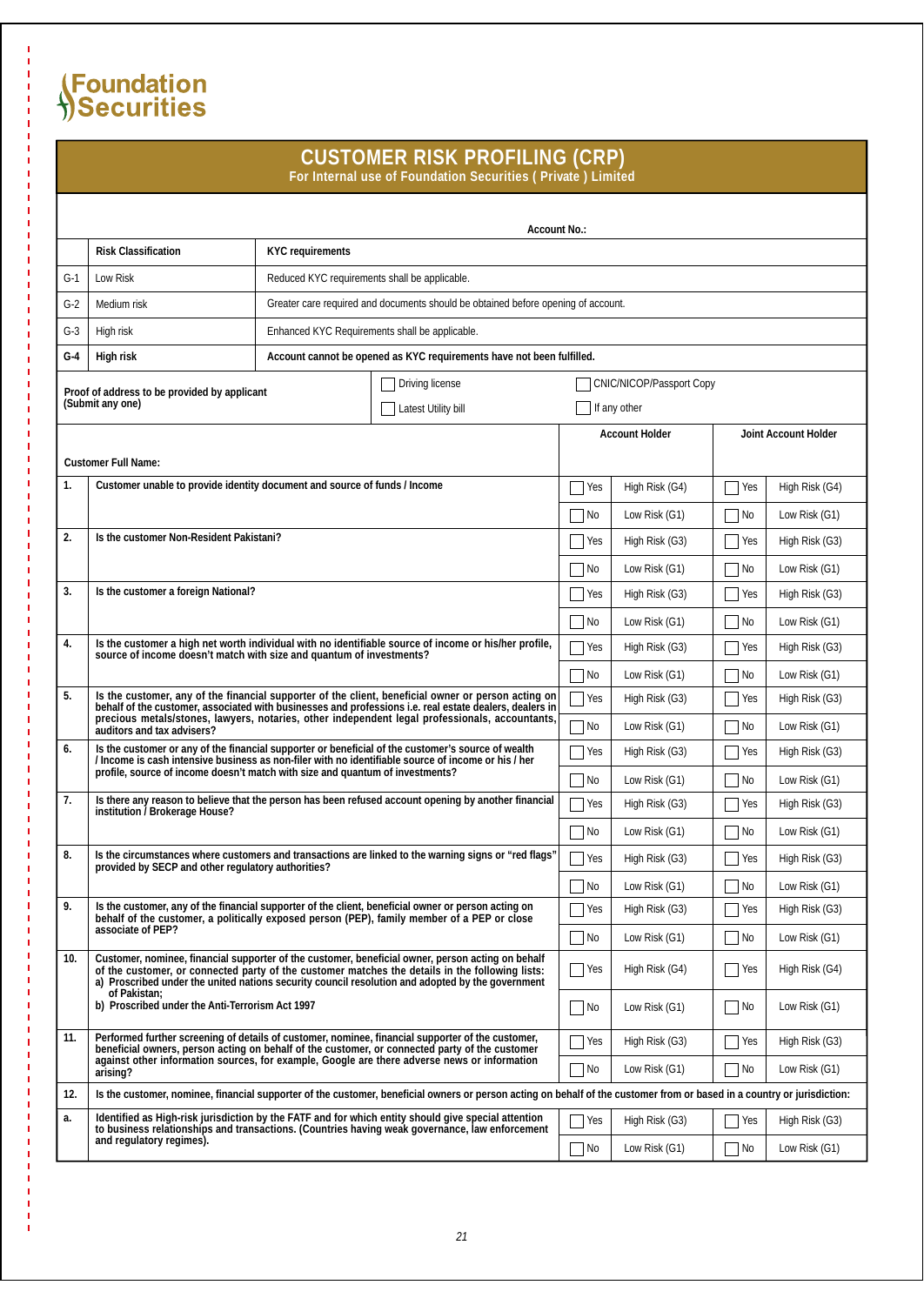Foundation Securities

# CUSTOMER RISK PROFILING (CRP)

**For Internal use of Foundation Securities ( Private ) Limited**

**Account No.:**

| | **Risk Classification** | **KYC requirements** |
|---|---|---|
| G-1 | Low Risk | Reduced KYC requirements shall be applicable. |
| G-2 | Medium risk | Greater care required and documents should be obtained before opening of account. |
| G-3 | High risk | Enhanced KYC Requirements shall be applicable. |
| **G-4** | **High risk** | **Account cannot be opened as KYC requirements have not been fulfilled.** |

**Proof of address to be provided by applicant (Submit any one)**

- ☐ Driving license
- ☐ CNIC/NICOP/Passport Copy
- ☐ Latest Utility bill
- ☐ If any other

**Customer Full Name:**

| | | **Account Holder** | | **Joint Account Holder** | |
|---|---|---|---|---|---|
| **1.** | **Customer unable to provide identity document and source of funds / Income** | ☐ Yes | High Risk (G4) | ☐ Yes | High Risk (G4) |
| | | ☐ No | Low Risk (G1) | ☐ No | Low Risk (G1) |
| **2.** | **Is the customer Non-Resident Pakistani?** | ☐ Yes | High Risk (G3) | ☐ Yes | High Risk (G3) |
| | | ☐ No | Low Risk (G1) | ☐ No | Low Risk (G1) |
| **3.** | **Is the customer a foreign National?** | ☐ Yes | High Risk (G3) | ☐ Yes | High Risk (G3) |
| | | ☐ No | Low Risk (G1) | ☐ No | Low Risk (G1) |
| **4.** | **Is the customer a high net worth individual with no identifiable source of income or his/her profile, source of income doesn't match with size and quantum of investments?** | ☐ Yes | High Risk (G3) | ☐ Yes | High Risk (G3) |
| | | ☐ No | Low Risk (G1) | ☐ No | Low Risk (G1) |
| **5.** | **Is the customer, any of the financial supporter of the client, beneficial owner or person acting on behalf of the customer, associated with businesses and professions i.e. real estate dealers, dealers in precious metals/stones, lawyers, notaries, other independent legal professionals, accountants, auditors and tax advisers?** | ☐ Yes | High Risk (G3) | ☐ Yes | High Risk (G3) |
| | | ☐ No | Low Risk (G1) | ☐ No | Low Risk (G1) |
| **6.** | **Is the customer or any of the financial supporter or beneficial of the customer's source of wealth / Income is cash intensive business as non-filer with no identifiable source of income or his / her profile, source of income doesn't match with size and quantum of investments?** | ☐ Yes | High Risk (G3) | ☐ Yes | High Risk (G3) |
| | | ☐ No | Low Risk (G1) | ☐ No | Low Risk (G1) |
| **7.** | **Is there any reason to believe that the person has been refused account opening by another financial institution / Brokerage House?** | ☐ Yes | High Risk (G3) | ☐ Yes | High Risk (G3) |
| | | ☐ No | Low Risk (G1) | ☐ No | Low Risk (G1) |
| **8.** | **Is the circumstances where customers and transactions are linked to the warning signs or "red flags" provided by SECP and other regulatory authorities?** | ☐ Yes | High Risk (G3) | ☐ Yes | High Risk (G3) |
| | | ☐ No | Low Risk (G1) | ☐ No | Low Risk (G1) |
| **9.** | **Is the customer, any of the financial supporter of the client, beneficial owner or person acting on behalf of the customer, a politically exposed person (PEP), family member of a PEP or close associate of PEP?** | ☐ Yes | High Risk (G3) | ☐ Yes | High Risk (G3) |
| | | ☐ No | Low Risk (G1) | ☐ No | Low Risk (G1) |
| **10.** | **Customer, nominee, financial supporter of the customer, beneficial owner, person acting on behalf of the customer, or connected party of the customer matches the details in the following lists: a) Proscribed under the united nations security council resolution and adopted by the government of Pakistan; b) Proscribed under the Anti-Terrorism Act 1997** | ☐ Yes | High Risk (G4) | ☐ Yes | High Risk (G4) |
| | | ☐ No | Low Risk (G1) | ☐ No | Low Risk (G1) |
| **11.** | **Performed further screening of details of customer, nominee, financial supporter of the customer, beneficial owners, person acting on behalf of the customer, or connected party of the customer against other information sources, for example, Google are there adverse news or information arising?** | ☐ Yes | High Risk (G3) | ☐ Yes | High Risk (G3) |
| | | ☐ No | Low Risk (G1) | ☐ No | Low Risk (G1) |
| **12.** | **Is the customer, nominee, financial supporter of the customer, beneficial owners or person acting on behalf of the customer from or based in a country or jurisdiction:** | | | | |
| **a.** | **Identified as High-risk jurisdiction by the FATF and for which entity should give special attention to business relationships and transactions. (Countries having weak governance, law enforcement and regulatory regimes).** | ☐ Yes | High Risk (G3) | ☐ Yes | High Risk (G3) |
| | | ☐ No | Low Risk (G1) | ☐ No | Low Risk (G1) |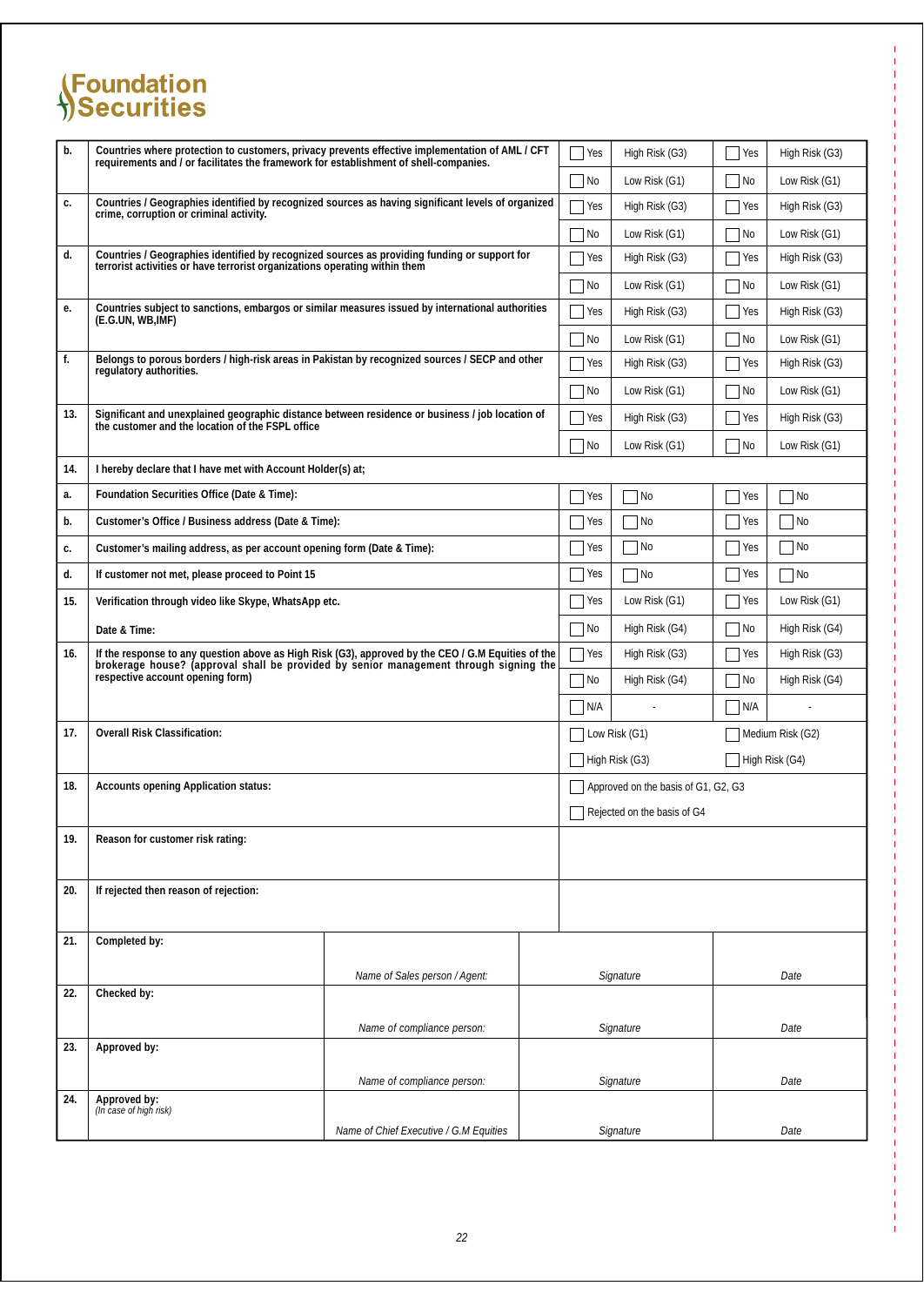| | | | | | |
|---|---|---|---|---|---|
| b. | Countries where protection to customers, privacy prevents effective implementation of AML / CFT requirements and / or facilitates the framework for establishment of shell-companies. | ☐ Yes | High Risk (G3) | ☐ Yes | High Risk (G3) |
| | | ☐ No | Low Risk (G1) | ☐ No | Low Risk (G1) |
| c. | Countries / Geographies identified by recognized sources as having significant levels of organized crime, corruption or criminal activity. | ☐ Yes | High Risk (G3) | ☐ Yes | High Risk (G3) |
| | | ☐ No | Low Risk (G1) | ☐ No | Low Risk (G1) |
| d. | Countries / Geographies identified by recognized sources as providing funding or support for terrorist activities or have terrorist organizations operating within them | ☐ Yes | High Risk (G3) | ☐ Yes | High Risk (G3) |
| | | ☐ No | Low Risk (G1) | ☐ No | Low Risk (G1) |
| e. | Countries subject to sanctions, embargos or similar measures issued by international authorities (E.G.UN, WB,IMF) | ☐ Yes | High Risk (G3) | ☐ Yes | High Risk (G3) |
| | | ☐ No | Low Risk (G1) | ☐ No | Low Risk (G1) |
| f. | Belongs to porous borders / high-risk areas in Pakistan by recognized sources / SECP and other regulatory authorities. | ☐ Yes | High Risk (G3) | ☐ Yes | High Risk (G3) |
| | | ☐ No | Low Risk (G1) | ☐ No | Low Risk (G1) |
| 13. | Significant and unexplained geographic distance between residence or business / job location of the customer and the location of the FSPL office | ☐ Yes | High Risk (G3) | ☐ Yes | High Risk (G3) |
| | | ☐ No | Low Risk (G1) | ☐ No | Low Risk (G1) |
| 14. | I hereby declare that I have met with Account Holder(s) at; | | | | |
| a. | Foundation Securities Office (Date & Time): | ☐ Yes | ☐ No | ☐ Yes | ☐ No |
| b. | Customer's Office / Business address (Date & Time): | ☐ Yes | ☐ No | ☐ Yes | ☐ No |
| c. | Customer's mailing address, as per account opening form (Date & Time): | ☐ Yes | ☐ No | ☐ Yes | ☐ No |
| d. | If customer not met, please proceed to Point 15 | ☐ Yes | ☐ No | ☐ Yes | ☐ No |
| 15. | Verification through video like Skype, WhatsApp etc. | ☐ Yes | Low Risk (G1) | ☐ Yes | Low Risk (G1) |
| | Date & Time: | ☐ No | High Risk (G4) | ☐ No | High Risk (G4) |
| 16. | If the response to any question above as High Risk (G3), approved by the CEO / G.M Equities of the brokerage house? (approval shall be provided by senior management through signing the respective account opening form) | ☐ Yes | High Risk (G3) | ☐ Yes | High Risk (G3) |
| | | ☐ No | High Risk (G4) | ☐ No | High Risk (G4) |
| | | ☐ N/A | - | ☐ N/A | - |
| 17. | Overall Risk Classification: | ☐ Low Risk (G1) | | ☐ Medium Risk (G2) | |
| | | ☐ High Risk (G3) | | ☐ High Risk (G4) | |
| 18. | Accounts opening Application status: | ☐ Approved on the basis of G1, G2, G3 | | | |
| | | ☐ Rejected on the basis of G4 | | | |
| 19. | Reason for customer risk rating: | | | | |
| 20. | If rejected then reason of rejection: | | | | |

| | | | | |
|---|---|---|---|---|
| 21. | Completed by: | *Name of Sales person / Agent:* | *Signature* | *Date* |
| 22. | Checked by: | *Name of compliance person:* | *Signature* | *Date* |
| 23. | Approved by: | *Name of compliance person:* | *Signature* | *Date* |
| 24. | Approved by: *(In case of high risk)* | *Name of Chief Executive / G.M Equities* | *Signature* | *Date* |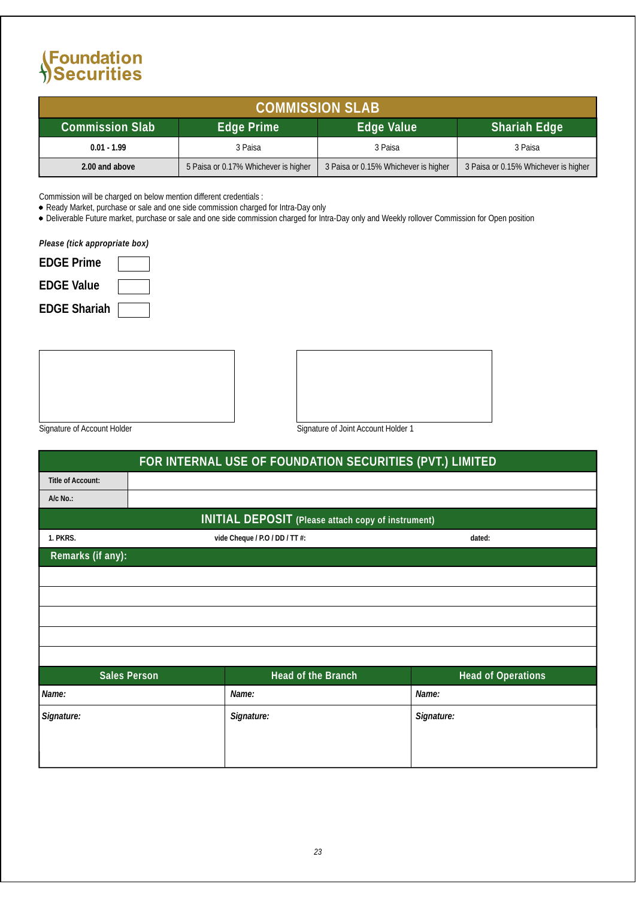Foundation Securities

## COMMISSION SLAB

| Commission Slab | Edge Prime | Edge Value | Shariah Edge |
|---|---|---|---|
| **0.01 - 1.99** | 3 Paisa | 3 Paisa | 3 Paisa |
| **2.00 and above** | 5 Paisa or 0.17% Whichever is higher | 3 Paisa or 0.15% Whichever is higher | 3 Paisa or 0.15% Whichever is higher |

Commission will be charged on below mention different credentials :

- Ready Market, purchase or sale and one side commission charged for Intra-Day only
- Deliverable Future market, purchase or sale and one side commission charged for Intra-Day only and Weekly rollover Commission for Open position

***Please (tick appropriate box)***

**EDGE Prime** ☐

**EDGE Value** ☐

**EDGE Shariah** ☐

Signature of Account Holder

Signature of Joint Account Holder 1

## FOR INTERNAL USE OF FOUNDATION SECURITIES (PVT.) LIMITED

| | |
|---|---|
| **Title of Account:** | |
| **A/c No.:** | |

### INITIAL DEPOSIT (Please attach copy of instrument)

| | | |
|---|---|---|
| **1. PKRS.** | **vide Cheque / P.O / DD / TT #:** | **dated:** |

**Remarks (if any):**

| Sales Person | Head of the Branch | Head of Operations |
|---|---|---|
| ***Name:*** | ***Name:*** | ***Name:*** |
| ***Signature:*** | ***Signature:*** | ***Signature:*** |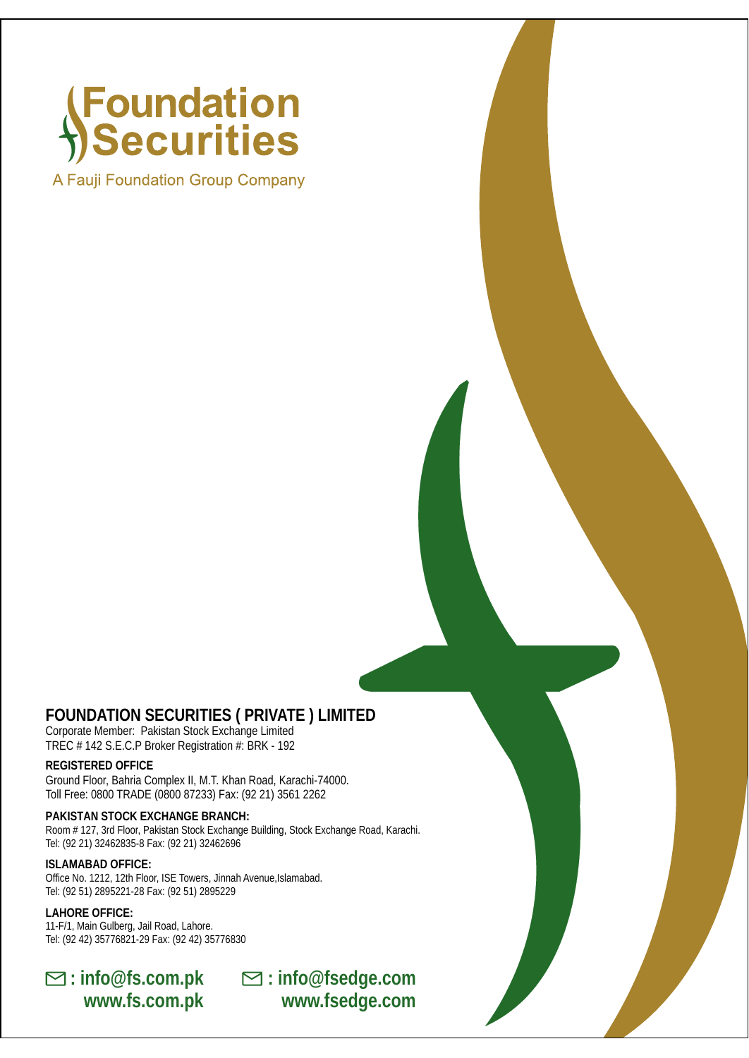Foundation Securities

A Fauji Foundation Group Company

## FOUNDATION SECURITIES ( PRIVATE ) LIMITED

Corporate Member: Pakistan Stock Exchange Limited
TREC # 142 S.E.C.P Broker Registration #: BRK - 192

**REGISTERED OFFICE**
Ground Floor, Bahria Complex II, M.T. Khan Road, Karachi-74000.
Toll Free: 0800 TRADE (0800 87233) Fax: (92 21) 3561 2262

**PAKISTAN STOCK EXCHANGE BRANCH:**
Room # 127, 3rd Floor, Pakistan Stock Exchange Building, Stock Exchange Road, Karachi.
Tel: (92 21) 32462835-8 Fax: (92 21) 32462696

**ISLAMABAD OFFICE:**
Office No. 1212, 12th Floor, ISE Towers, Jinnah Avenue,Islamabad.
Tel: (92 51) 2895221-28 Fax: (92 51) 2895229

**LAHORE OFFICE:**
11-F/1, Main Gulberg, Jail Road, Lahore.
Tel: (92 42) 35776821-29 Fax: (92 42) 35776830

**: info@fs.com.pk**
**www.fs.com.pk**

**: info@fsedge.com**
**www.fsedge.com**